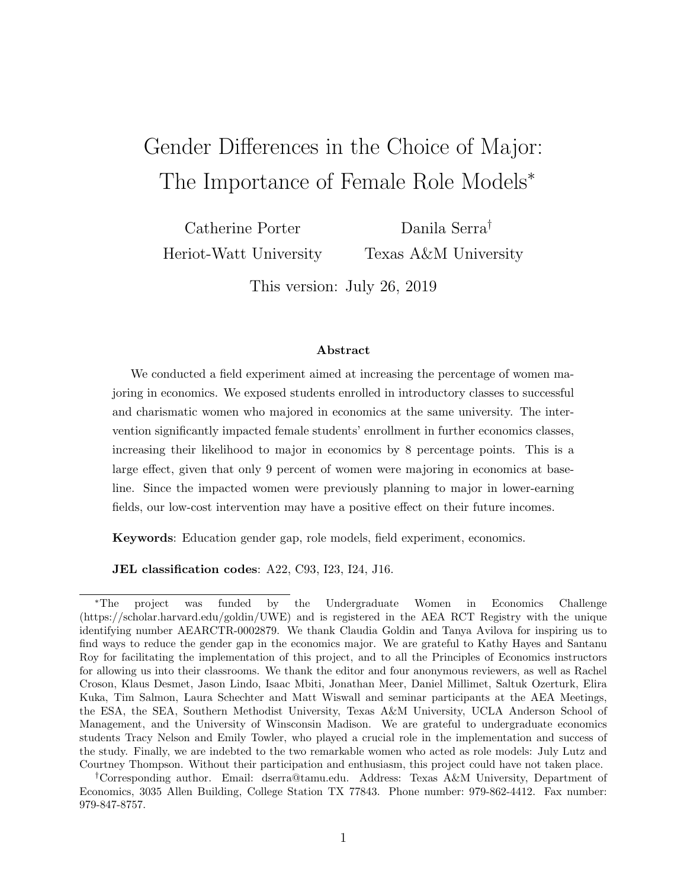# Gender Differences in the Choice of Major: The Importance of Female Role Models[*]

Catherine Porter
Heriot-Watt University

Danila Serra[†]
Texas A&M University

This version: July 26, 2019

### Abstract

We conducted a field experiment aimed at increasing the percentage of women majoring in economics. We exposed students enrolled in introductory classes to successful and charismatic women who majored in economics at the same university. The intervention significantly impacted female students' enrollment in further economics classes, increasing their likelihood to major in economics by 8 percentage points. This is a large effect, given that only 9 percent of women were majoring in economics at baseline. Since the impacted women were previously planning to major in lower-earning fields, our low-cost intervention may have a positive effect on their future incomes.

**Keywords**: Education gender gap, role models, field experiment, economics.

**JEL classification codes**: A22, C93, I23, I24, J16.

---

[*]The project was funded by the Undergraduate Women in Economics Challenge (https://scholar.harvard.edu/goldin/UWE) and is registered in the AEA RCT Registry with the unique identifying number AEARCTR-0002879. We thank Claudia Goldin and Tanya Avilova for inspiring us to find ways to reduce the gender gap in the economics major. We are grateful to Kathy Hayes and Santanu Roy for facilitating the implementation of this project, and to all the Principles of Economics instructors for allowing us into their classrooms. We thank the editor and four anonymous reviewers, as well as Rachel Croson, Klaus Desmet, Jason Lindo, Isaac Mbiti, Jonathan Meer, Daniel Millimet, Saltuk Ozerturk, Elira Kuka, Tim Salmon, Laura Schechter and Matt Wiswall and seminar participants at the AEA Meetings, the ESA, the SEA, Southern Methodist University, Texas A&M University, UCLA Anderson School of Management, and the University of Winsconsin Madison. We are grateful to undergraduate economics students Tracy Nelson and Emily Towler, who played a crucial role in the implementation and success of the study. Finally, we are indebted to the two remarkable women who acted as role models: July Lutz and Courtney Thompson. Without their participation and enthusiasm, this project could have not taken place.

[†]Corresponding author. Email: dserra@tamu.edu. Address: Texas A&M University, Department of Economics, 3035 Allen Building, College Station TX 77843. Phone number: 979-862-4412. Fax number: 979-847-8757.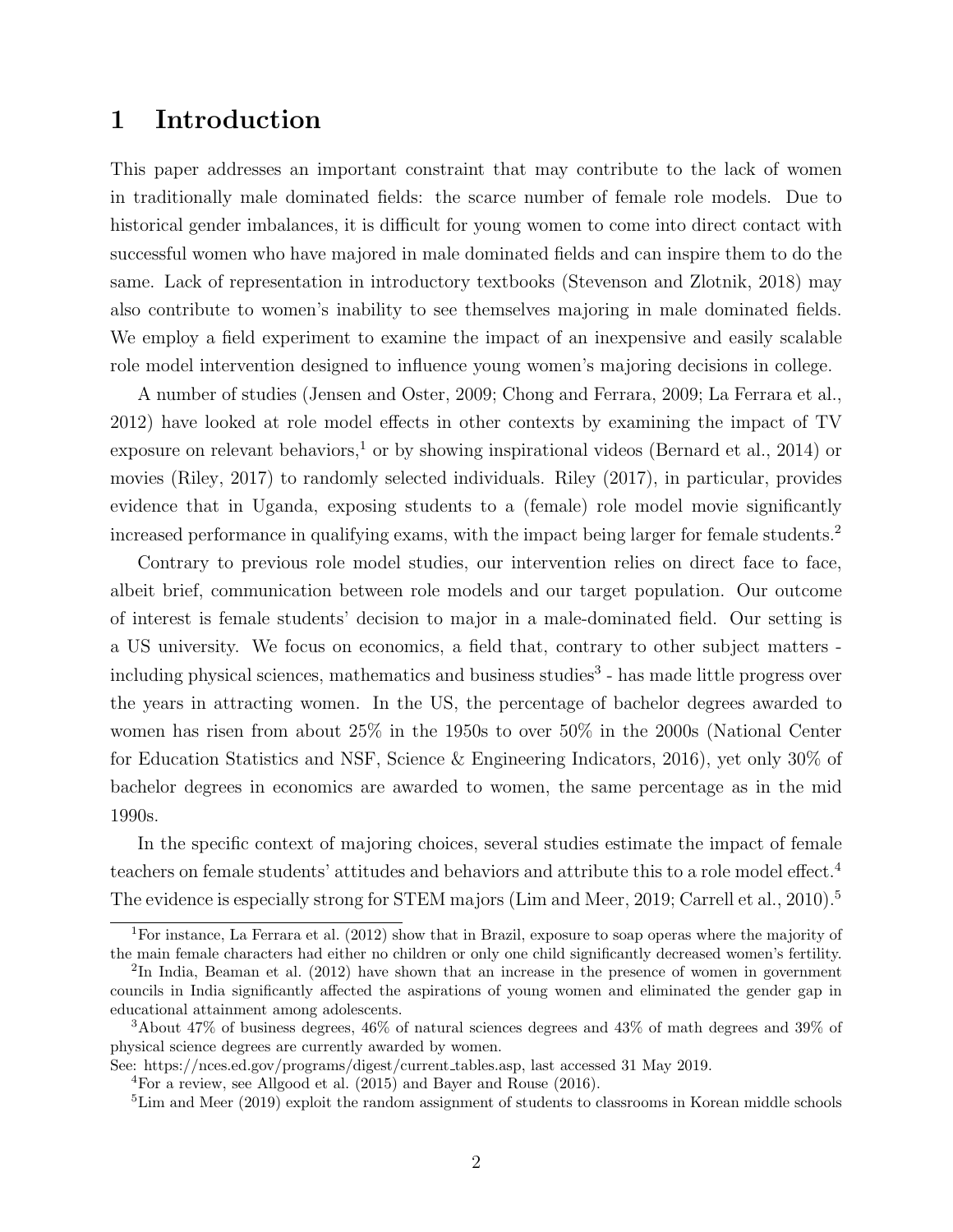# 1 Introduction

This paper addresses an important constraint that may contribute to the lack of women in traditionally male dominated fields: the scarce number of female role models. Due to historical gender imbalances, it is difficult for young women to come into direct contact with successful women who have majored in male dominated fields and can inspire them to do the same. Lack of representation in introductory textbooks (Stevenson and Zlotnik, 2018) may also contribute to women's inability to see themselves majoring in male dominated fields. We employ a field experiment to examine the impact of an inexpensive and easily scalable role model intervention designed to influence young women's majoring decisions in college.

A number of studies (Jensen and Oster, 2009; Chong and Ferrara, 2009; La Ferrara et al., 2012) have looked at role model effects in other contexts by examining the impact of TV exposure on relevant behaviors,[1] or by showing inspirational videos (Bernard et al., 2014) or movies (Riley, 2017) to randomly selected individuals. Riley (2017), in particular, provides evidence that in Uganda, exposing students to a (female) role model movie significantly increased performance in qualifying exams, with the impact being larger for female students.[2]

Contrary to previous role model studies, our intervention relies on direct face to face, albeit brief, communication between role models and our target population. Our outcome of interest is female students' decision to major in a male-dominated field. Our setting is a US university. We focus on economics, a field that, contrary to other subject matters - including physical sciences, mathematics and business studies[3] - has made little progress over the years in attracting women. In the US, the percentage of bachelor degrees awarded to women has risen from about 25% in the 1950s to over 50% in the 2000s (National Center for Education Statistics and NSF, Science & Engineering Indicators, 2016), yet only 30% of bachelor degrees in economics are awarded to women, the same percentage as in the mid 1990s.

In the specific context of majoring choices, several studies estimate the impact of female teachers on female students' attitudes and behaviors and attribute this to a role model effect.[4] The evidence is especially strong for STEM majors (Lim and Meer, 2019; Carrell et al., 2010).[5]

[1] For instance, La Ferrara et al. (2012) show that in Brazil, exposure to soap operas where the majority of the main female characters had either no children or only one child significantly decreased women's fertility.

[2] In India, Beaman et al. (2012) have shown that an increase in the presence of women in government councils in India significantly affected the aspirations of young women and eliminated the gender gap in educational attainment among adolescents.

[3] About 47% of business degrees, 46% of natural sciences degrees and 43% of math degrees and 39% of physical science degrees are currently awarded by women.
See: https://nces.ed.gov/programs/digest/current_tables.asp, last accessed 31 May 2019.

[4] For a review, see Allgood et al. (2015) and Bayer and Rouse (2016).

[5] Lim and Meer (2019) exploit the random assignment of students to classrooms in Korean middle schools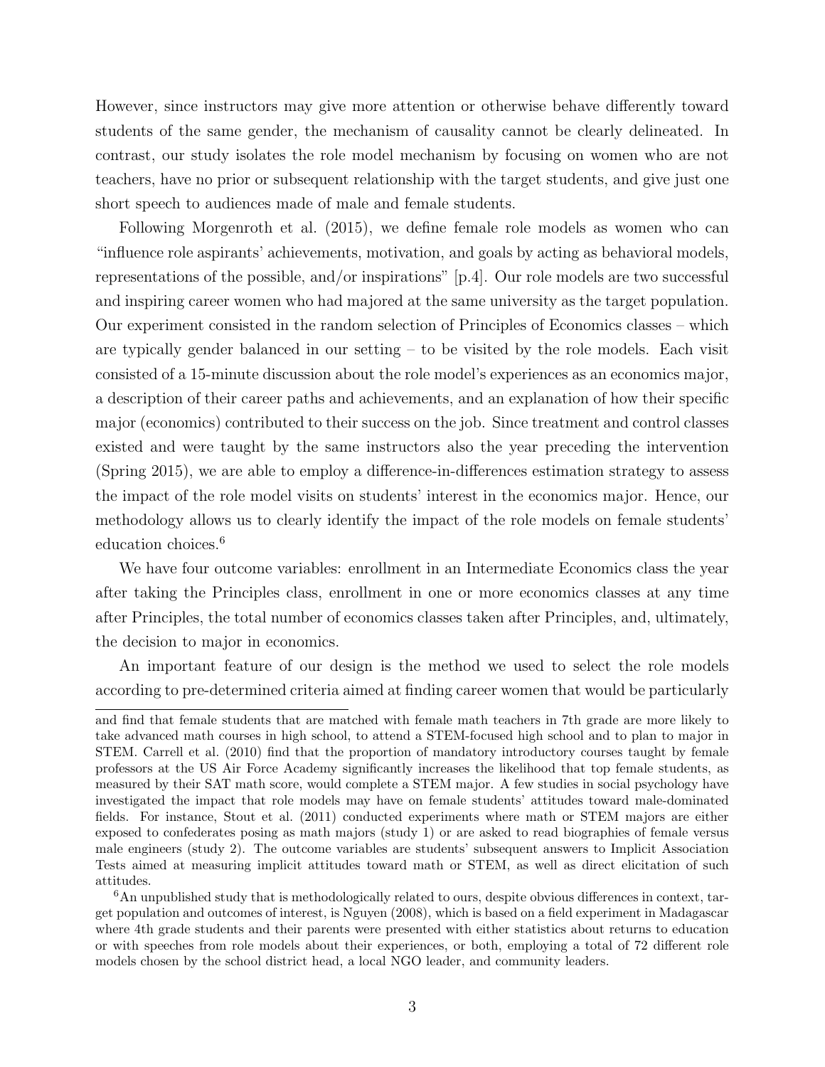However, since instructors may give more attention or otherwise behave differently toward students of the same gender, the mechanism of causality cannot be clearly delineated. In contrast, our study isolates the role model mechanism by focusing on women who are not teachers, have no prior or subsequent relationship with the target students, and give just one short speech to audiences made of male and female students.

Following Morgenroth et al. (2015), we define female role models as women who can "influence role aspirants' achievements, motivation, and goals by acting as behavioral models, representations of the possible, and/or inspirations" [p.4]. Our role models are two successful and inspiring career women who had majored at the same university as the target population. Our experiment consisted in the random selection of Principles of Economics classes – which are typically gender balanced in our setting – to be visited by the role models. Each visit consisted of a 15-minute discussion about the role model's experiences as an economics major, a description of their career paths and achievements, and an explanation of how their specific major (economics) contributed to their success on the job. Since treatment and control classes existed and were taught by the same instructors also the year preceding the intervention (Spring 2015), we are able to employ a difference-in-differences estimation strategy to assess the impact of the role model visits on students' interest in the economics major. Hence, our methodology allows us to clearly identify the impact of the role models on female students' education choices.[6]

We have four outcome variables: enrollment in an Intermediate Economics class the year after taking the Principles class, enrollment in one or more economics classes at any time after Principles, the total number of economics classes taken after Principles, and, ultimately, the decision to major in economics.

An important feature of our design is the method we used to select the role models according to pre-determined criteria aimed at finding career women that would be particularly

---

and find that female students that are matched with female math teachers in 7th grade are more likely to take advanced math courses in high school, to attend a STEM-focused high school and to plan to major in STEM. Carrell et al. (2010) find that the proportion of mandatory introductory courses taught by female professors at the US Air Force Academy significantly increases the likelihood that top female students, as measured by their SAT math score, would complete a STEM major. A few studies in social psychology have investigated the impact that role models may have on female students' attitudes toward male-dominated fields. For instance, Stout et al. (2011) conducted experiments where math or STEM majors are either exposed to confederates posing as math majors (study 1) or are asked to read biographies of female versus male engineers (study 2). The outcome variables are students' subsequent answers to Implicit Association Tests aimed at measuring implicit attitudes toward math or STEM, as well as direct elicitation of such attitudes.

[6] An unpublished study that is methodologically related to ours, despite obvious differences in context, target population and outcomes of interest, is Nguyen (2008), which is based on a field experiment in Madagascar where 4th grade students and their parents were presented with either statistics about returns to education or with speeches from role models about their experiences, or both, employing a total of 72 different role models chosen by the school district head, a local NGO leader, and community leaders.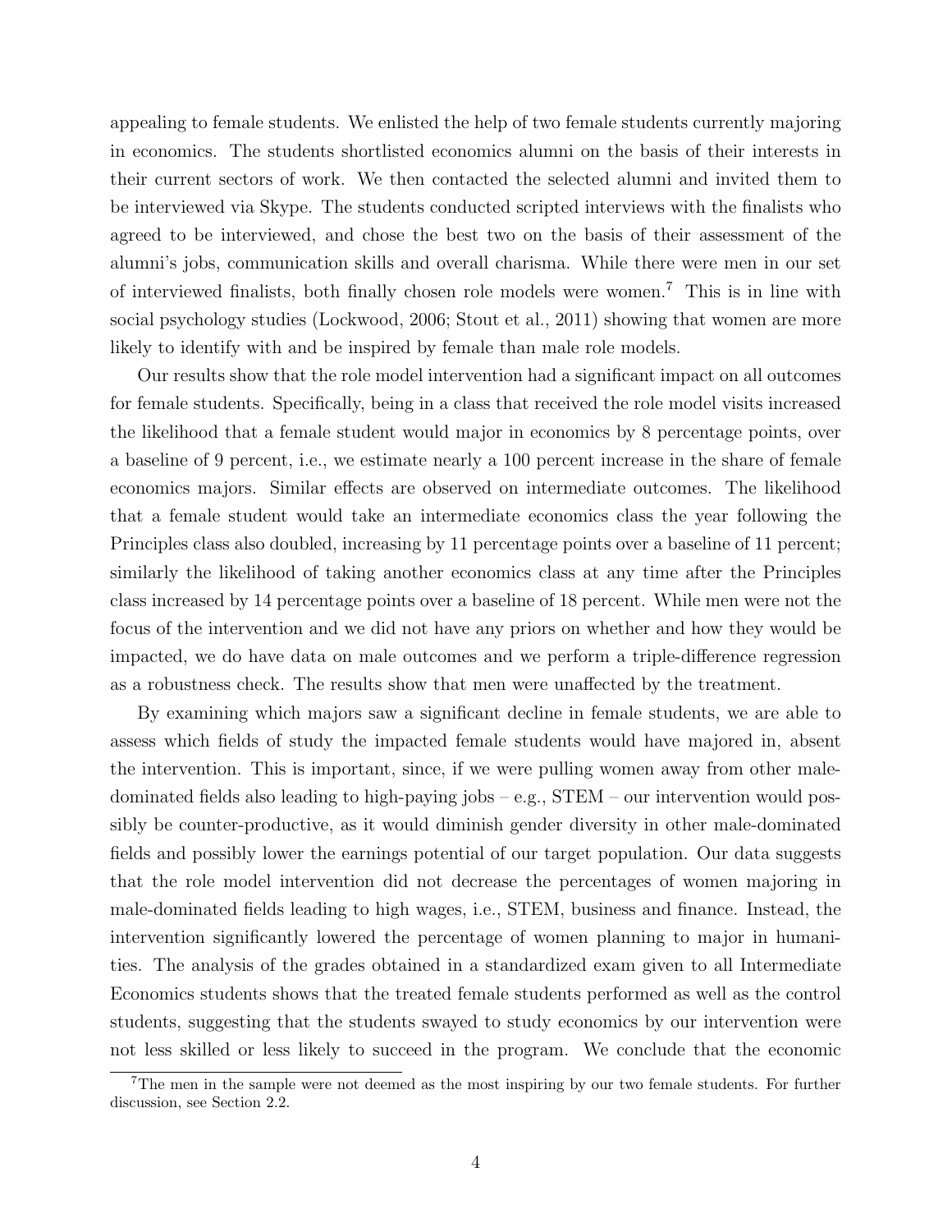appealing to female students. We enlisted the help of two female students currently majoring in economics. The students shortlisted economics alumni on the basis of their interests in their current sectors of work. We then contacted the selected alumni and invited them to be interviewed via Skype. The students conducted scripted interviews with the finalists who agreed to be interviewed, and chose the best two on the basis of their assessment of the alumni's jobs, communication skills and overall charisma. While there were men in our set of interviewed finalists, both finally chosen role models were women.[7] This is in line with social psychology studies (Lockwood, 2006; Stout et al., 2011) showing that women are more likely to identify with and be inspired by female than male role models.

Our results show that the role model intervention had a significant impact on all outcomes for female students. Specifically, being in a class that received the role model visits increased the likelihood that a female student would major in economics by 8 percentage points, over a baseline of 9 percent, i.e., we estimate nearly a 100 percent increase in the share of female economics majors. Similar effects are observed on intermediate outcomes. The likelihood that a female student would take an intermediate economics class the year following the Principles class also doubled, increasing by 11 percentage points over a baseline of 11 percent; similarly the likelihood of taking another economics class at any time after the Principles class increased by 14 percentage points over a baseline of 18 percent. While men were not the focus of the intervention and we did not have any priors on whether and how they would be impacted, we do have data on male outcomes and we perform a triple-difference regression as a robustness check. The results show that men were unaffected by the treatment.

By examining which majors saw a significant decline in female students, we are able to assess which fields of study the impacted female students would have majored in, absent the intervention. This is important, since, if we were pulling women away from other male-dominated fields also leading to high-paying jobs – e.g., STEM – our intervention would possibly be counter-productive, as it would diminish gender diversity in other male-dominated fields and possibly lower the earnings potential of our target population. Our data suggests that the role model intervention did not decrease the percentages of women majoring in male-dominated fields leading to high wages, i.e., STEM, business and finance. Instead, the intervention significantly lowered the percentage of women planning to major in humanities. The analysis of the grades obtained in a standardized exam given to all Intermediate Economics students shows that the treated female students performed as well as the control students, suggesting that the students swayed to study economics by our intervention were not less skilled or less likely to succeed in the program. We conclude that the economic

[7] The men in the sample were not deemed as the most inspiring by our two female students. For further discussion, see Section 2.2.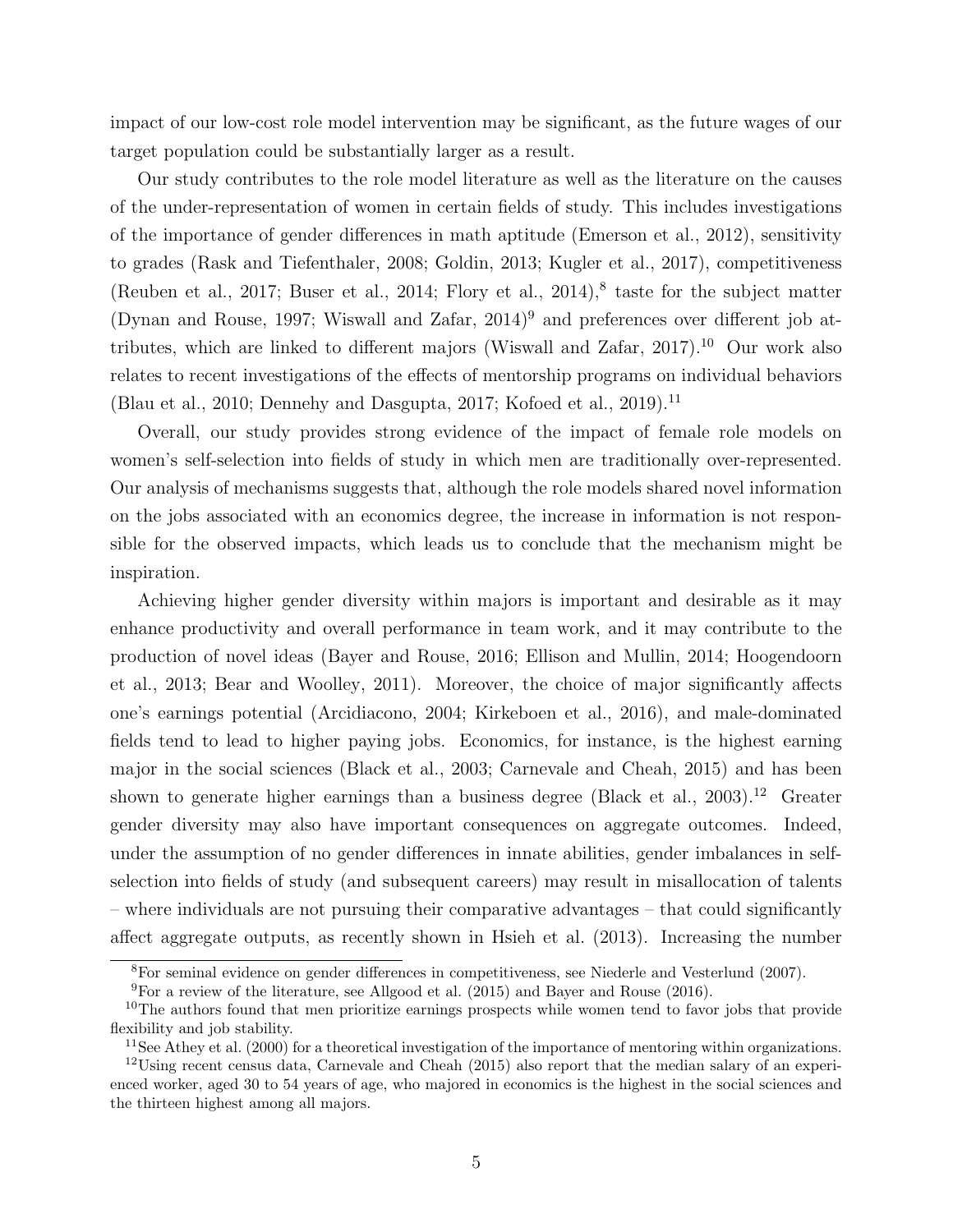impact of our low-cost role model intervention may be significant, as the future wages of our target population could be substantially larger as a result.

Our study contributes to the role model literature as well as the literature on the causes of the under-representation of women in certain fields of study. This includes investigations of the importance of gender differences in math aptitude (Emerson et al., 2012), sensitivity to grades (Rask and Tiefenthaler, 2008; Goldin, 2013; Kugler et al., 2017), competitiveness (Reuben et al., 2017; Buser et al., 2014; Flory et al., 2014),[8] taste for the subject matter (Dynan and Rouse, 1997; Wiswall and Zafar, 2014)[9] and preferences over different job attributes, which are linked to different majors (Wiswall and Zafar, 2017).[10] Our work also relates to recent investigations of the effects of mentorship programs on individual behaviors (Blau et al., 2010; Dennehy and Dasgupta, 2017; Kofoed et al., 2019).[11]

Overall, our study provides strong evidence of the impact of female role models on women's self-selection into fields of study in which men are traditionally over-represented. Our analysis of mechanisms suggests that, although the role models shared novel information on the jobs associated with an economics degree, the increase in information is not responsible for the observed impacts, which leads us to conclude that the mechanism might be inspiration.

Achieving higher gender diversity within majors is important and desirable as it may enhance productivity and overall performance in team work, and it may contribute to the production of novel ideas (Bayer and Rouse, 2016; Ellison and Mullin, 2014; Hoogendoorn et al., 2013; Bear and Woolley, 2011). Moreover, the choice of major significantly affects one's earnings potential (Arcidiacono, 2004; Kirkeboen et al., 2016), and male-dominated fields tend to lead to higher paying jobs. Economics, for instance, is the highest earning major in the social sciences (Black et al., 2003; Carnevale and Cheah, 2015) and has been shown to generate higher earnings than a business degree (Black et al., 2003).[12] Greater gender diversity may also have important consequences on aggregate outcomes. Indeed, under the assumption of no gender differences in innate abilities, gender imbalances in self-selection into fields of study (and subsequent careers) may result in misallocation of talents – where individuals are not pursuing their comparative advantages – that could significantly affect aggregate outputs, as recently shown in Hsieh et al. (2013). Increasing the number

[8] For seminal evidence on gender differences in competitiveness, see Niederle and Vesterlund (2007).

[9] For a review of the literature, see Allgood et al. (2015) and Bayer and Rouse (2016).

[10] The authors found that men prioritize earnings prospects while women tend to favor jobs that provide flexibility and job stability.

[11] See Athey et al. (2000) for a theoretical investigation of the importance of mentoring within organizations.

[12] Using recent census data, Carnevale and Cheah (2015) also report that the median salary of an experienced worker, aged 30 to 54 years of age, who majored in economics is the highest in the social sciences and the thirteen highest among all majors.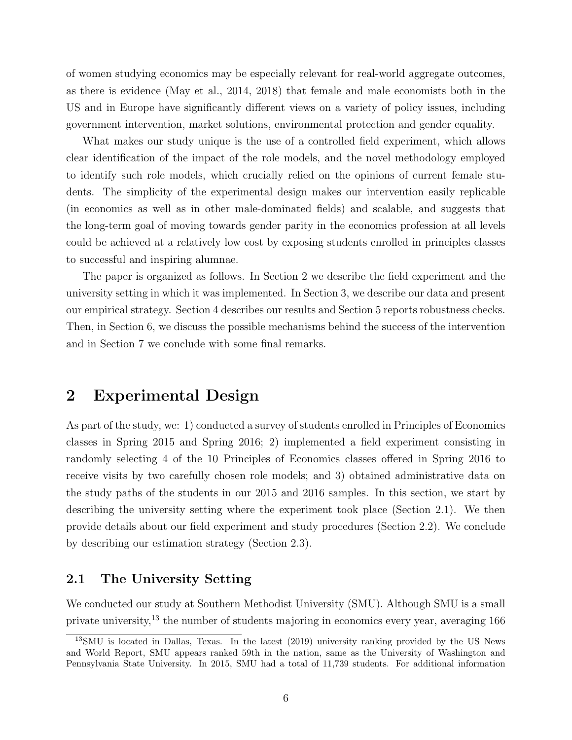of women studying economics may be especially relevant for real-world aggregate outcomes, as there is evidence (May et al., 2014, 2018) that female and male economists both in the US and in Europe have significantly different views on a variety of policy issues, including government intervention, market solutions, environmental protection and gender equality.

What makes our study unique is the use of a controlled field experiment, which allows clear identification of the impact of the role models, and the novel methodology employed to identify such role models, which crucially relied on the opinions of current female students. The simplicity of the experimental design makes our intervention easily replicable (in economics as well as in other male-dominated fields) and scalable, and suggests that the long-term goal of moving towards gender parity in the economics profession at all levels could be achieved at a relatively low cost by exposing students enrolled in principles classes to successful and inspiring alumnae.

The paper is organized as follows. In Section 2 we describe the field experiment and the university setting in which it was implemented. In Section 3, we describe our data and present our empirical strategy. Section 4 describes our results and Section 5 reports robustness checks. Then, in Section 6, we discuss the possible mechanisms behind the success of the intervention and in Section 7 we conclude with some final remarks.

## 2 Experimental Design

As part of the study, we: 1) conducted a survey of students enrolled in Principles of Economics classes in Spring 2015 and Spring 2016; 2) implemented a field experiment consisting in randomly selecting 4 of the 10 Principles of Economics classes offered in Spring 2016 to receive visits by two carefully chosen role models; and 3) obtained administrative data on the study paths of the students in our 2015 and 2016 samples. In this section, we start by describing the university setting where the experiment took place (Section 2.1). We then provide details about our field experiment and study procedures (Section 2.2). We conclude by describing our estimation strategy (Section 2.3).

### 2.1 The University Setting

We conducted our study at Southern Methodist University (SMU). Although SMU is a small private university,[13] the number of students majoring in economics every year, averaging 166

[13] SMU is located in Dallas, Texas. In the latest (2019) university ranking provided by the US News and World Report, SMU appears ranked 59th in the nation, same as the University of Washington and Pennsylvania State University. In 2015, SMU had a total of 11,739 students. For additional information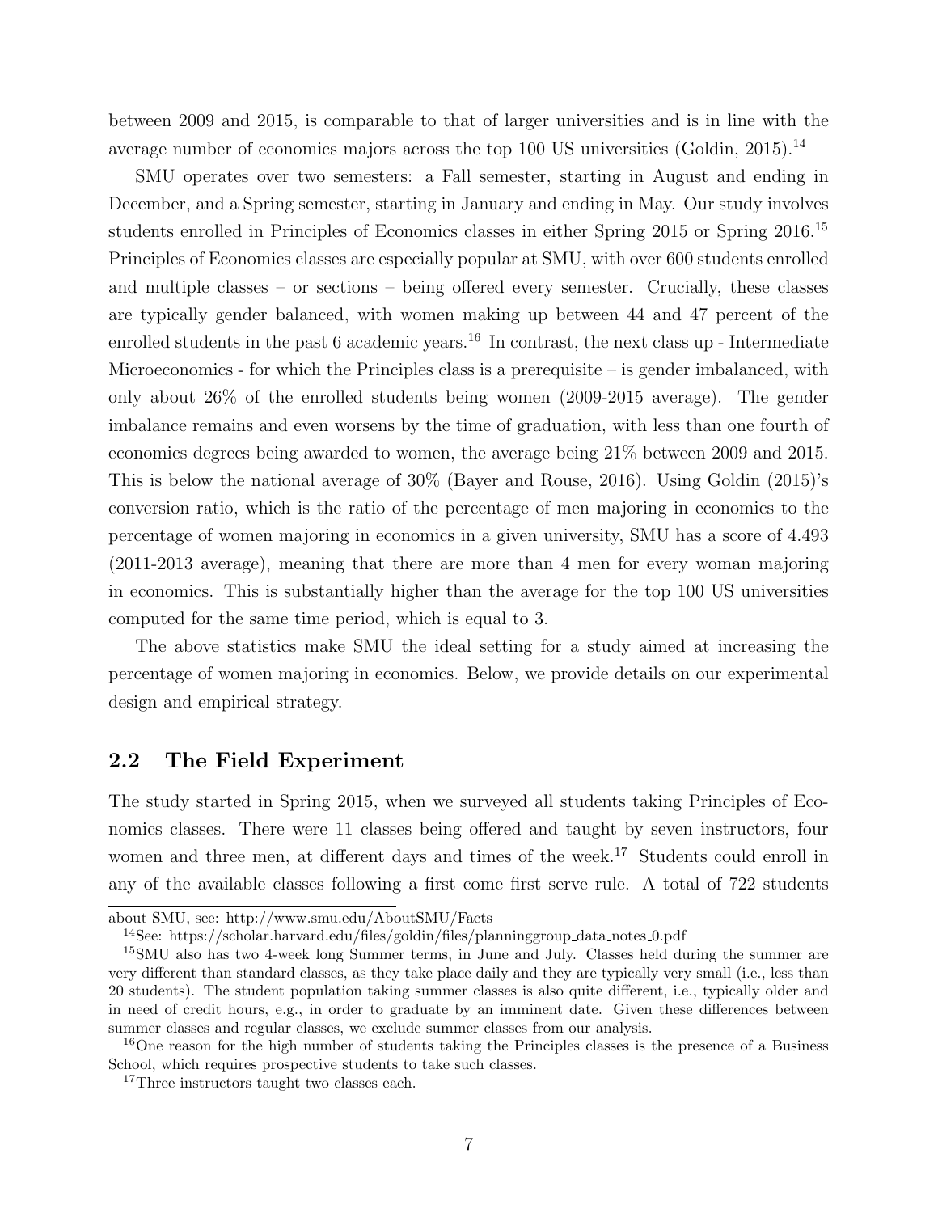between 2009 and 2015, is comparable to that of larger universities and is in line with the average number of economics majors across the top 100 US universities (Goldin, 2015).[14]

SMU operates over two semesters: a Fall semester, starting in August and ending in December, and a Spring semester, starting in January and ending in May. Our study involves students enrolled in Principles of Economics classes in either Spring 2015 or Spring 2016.[15] Principles of Economics classes are especially popular at SMU, with over 600 students enrolled and multiple classes – or sections – being offered every semester. Crucially, these classes are typically gender balanced, with women making up between 44 and 47 percent of the enrolled students in the past 6 academic years.[16] In contrast, the next class up - Intermediate Microeconomics - for which the Principles class is a prerequisite – is gender imbalanced, with only about 26% of the enrolled students being women (2009-2015 average). The gender imbalance remains and even worsens by the time of graduation, with less than one fourth of economics degrees being awarded to women, the average being 21% between 2009 and 2015. This is below the national average of 30% (Bayer and Rouse, 2016). Using Goldin (2015)'s conversion ratio, which is the ratio of the percentage of men majoring in economics to the percentage of women majoring in economics in a given university, SMU has a score of 4.493 (2011-2013 average), meaning that there are more than 4 men for every woman majoring in economics. This is substantially higher than the average for the top 100 US universities computed for the same time period, which is equal to 3.

The above statistics make SMU the ideal setting for a study aimed at increasing the percentage of women majoring in economics. Below, we provide details on our experimental design and empirical strategy.

## 2.2 The Field Experiment

The study started in Spring 2015, when we surveyed all students taking Principles of Economics classes. There were 11 classes being offered and taught by seven instructors, four women and three men, at different days and times of the week.[17] Students could enroll in any of the available classes following a first come first serve rule. A total of 722 students

about SMU, see: http://www.smu.edu/AboutSMU/Facts

[14] See: https://scholar.harvard.edu/files/goldin/files/planninggroup_data_notes_0.pdf

[15] SMU also has two 4-week long Summer terms, in June and July. Classes held during the summer are very different than standard classes, as they take place daily and they are typically very small (i.e., less than 20 students). The student population taking summer classes is also quite different, i.e., typically older and in need of credit hours, e.g., in order to graduate by an imminent date. Given these differences between summer classes and regular classes, we exclude summer classes from our analysis.

[16] One reason for the high number of students taking the Principles classes is the presence of a Business School, which requires prospective students to take such classes.

[17] Three instructors taught two classes each.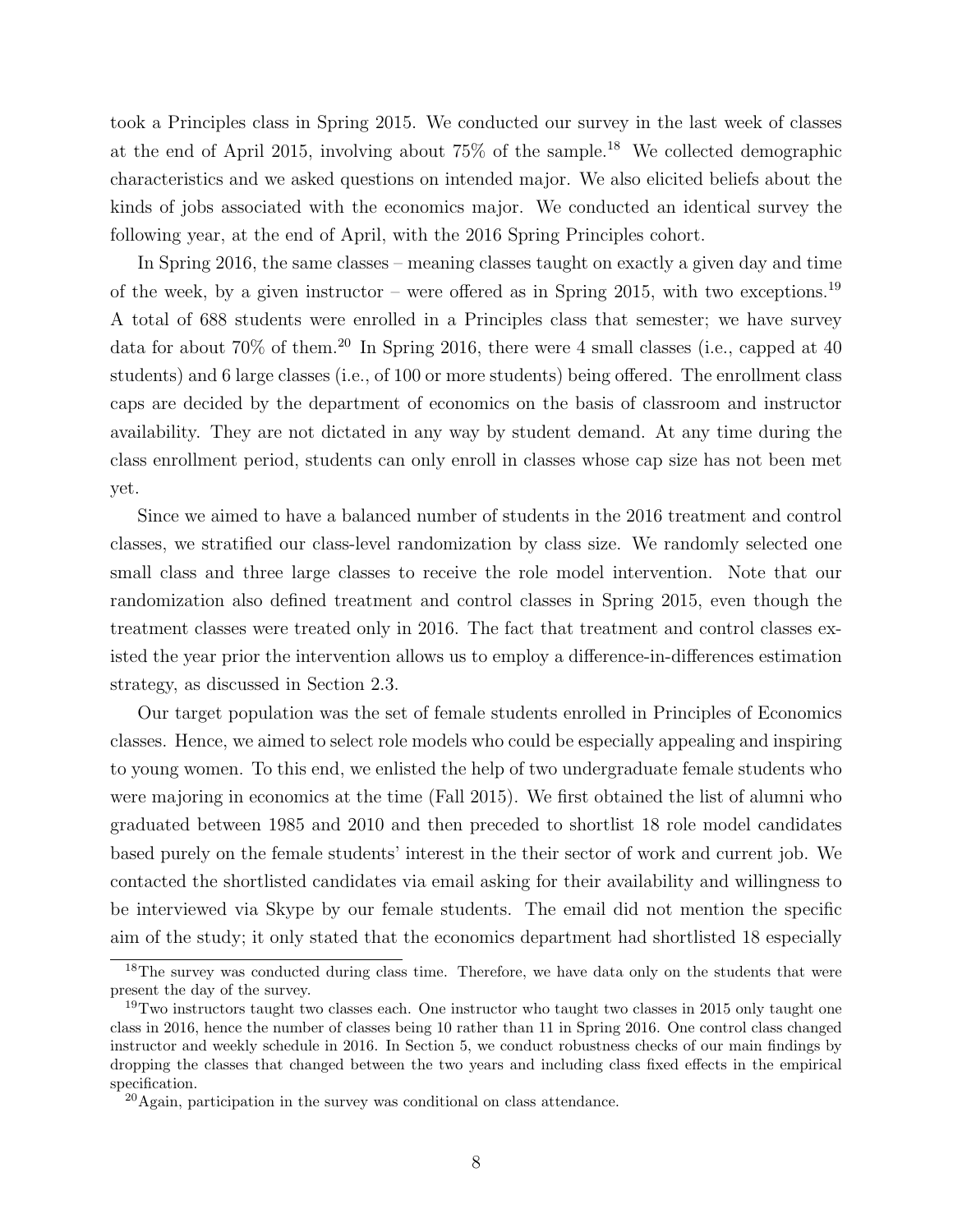took a Principles class in Spring 2015. We conducted our survey in the last week of classes at the end of April 2015, involving about 75% of the sample.[18] We collected demographic characteristics and we asked questions on intended major. We also elicited beliefs about the kinds of jobs associated with the economics major. We conducted an identical survey the following year, at the end of April, with the 2016 Spring Principles cohort.

In Spring 2016, the same classes – meaning classes taught on exactly a given day and time of the week, by a given instructor – were offered as in Spring 2015, with two exceptions.[19] A total of 688 students were enrolled in a Principles class that semester; we have survey data for about 70% of them.[20] In Spring 2016, there were 4 small classes (i.e., capped at 40 students) and 6 large classes (i.e., of 100 or more students) being offered. The enrollment class caps are decided by the department of economics on the basis of classroom and instructor availability. They are not dictated in any way by student demand. At any time during the class enrollment period, students can only enroll in classes whose cap size has not been met yet.

Since we aimed to have a balanced number of students in the 2016 treatment and control classes, we stratified our class-level randomization by class size. We randomly selected one small class and three large classes to receive the role model intervention. Note that our randomization also defined treatment and control classes in Spring 2015, even though the treatment classes were treated only in 2016. The fact that treatment and control classes existed the year prior the intervention allows us to employ a difference-in-differences estimation strategy, as discussed in Section 2.3.

Our target population was the set of female students enrolled in Principles of Economics classes. Hence, we aimed to select role models who could be especially appealing and inspiring to young women. To this end, we enlisted the help of two undergraduate female students who were majoring in economics at the time (Fall 2015). We first obtained the list of alumni who graduated between 1985 and 2010 and then preceded to shortlist 18 role model candidates based purely on the female students' interest in the their sector of work and current job. We contacted the shortlisted candidates via email asking for their availability and willingness to be interviewed via Skype by our female students. The email did not mention the specific aim of the study; it only stated that the economics department had shortlisted 18 especially

[18] The survey was conducted during class time. Therefore, we have data only on the students that were present the day of the survey.

[19] Two instructors taught two classes each. One instructor who taught two classes in 2015 only taught one class in 2016, hence the number of classes being 10 rather than 11 in Spring 2016. One control class changed instructor and weekly schedule in 2016. In Section 5, we conduct robustness checks of our main findings by dropping the classes that changed between the two years and including class fixed effects in the empirical specification.

[20] Again, participation in the survey was conditional on class attendance.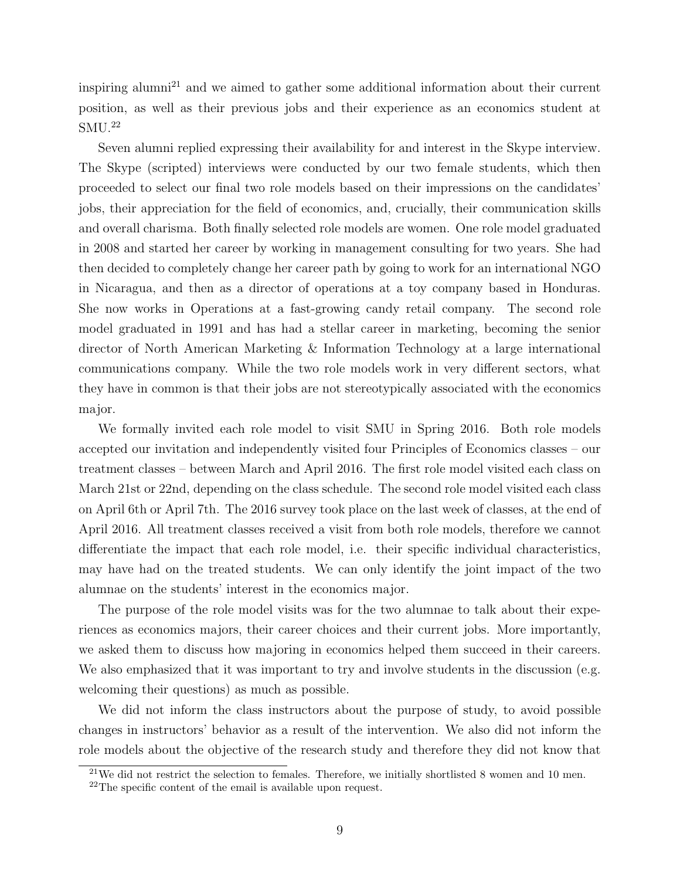inspiring alumni[21] and we aimed to gather some additional information about their current position, as well as their previous jobs and their experience as an economics student at SMU.[22]

Seven alumni replied expressing their availability for and interest in the Skype interview. The Skype (scripted) interviews were conducted by our two female students, which then proceeded to select our final two role models based on their impressions on the candidates' jobs, their appreciation for the field of economics, and, crucially, their communication skills and overall charisma. Both finally selected role models are women. One role model graduated in 2008 and started her career by working in management consulting for two years. She had then decided to completely change her career path by going to work for an international NGO in Nicaragua, and then as a director of operations at a toy company based in Honduras. She now works in Operations at a fast-growing candy retail company. The second role model graduated in 1991 and has had a stellar career in marketing, becoming the senior director of North American Marketing & Information Technology at a large international communications company. While the two role models work in very different sectors, what they have in common is that their jobs are not stereotypically associated with the economics major.

We formally invited each role model to visit SMU in Spring 2016. Both role models accepted our invitation and independently visited four Principles of Economics classes – our treatment classes – between March and April 2016. The first role model visited each class on March 21st or 22nd, depending on the class schedule. The second role model visited each class on April 6th or April 7th. The 2016 survey took place on the last week of classes, at the end of April 2016. All treatment classes received a visit from both role models, therefore we cannot differentiate the impact that each role model, i.e. their specific individual characteristics, may have had on the treated students. We can only identify the joint impact of the two alumnae on the students' interest in the economics major.

The purpose of the role model visits was for the two alumnae to talk about their experiences as economics majors, their career choices and their current jobs. More importantly, we asked them to discuss how majoring in economics helped them succeed in their careers. We also emphasized that it was important to try and involve students in the discussion (e.g. welcoming their questions) as much as possible.

We did not inform the class instructors about the purpose of study, to avoid possible changes in instructors' behavior as a result of the intervention. We also did not inform the role models about the objective of the research study and therefore they did not know that

[21] We did not restrict the selection to females. Therefore, we initially shortlisted 8 women and 10 men.

[22] The specific content of the email is available upon request.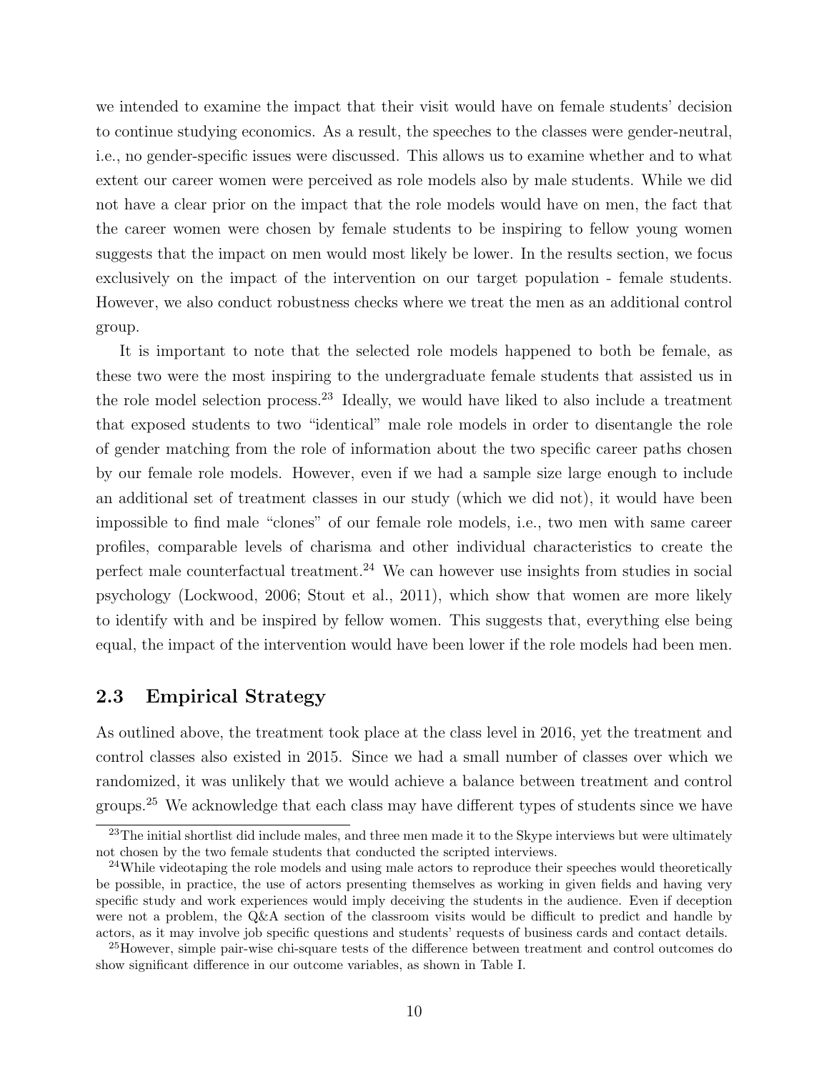we intended to examine the impact that their visit would have on female students' decision to continue studying economics. As a result, the speeches to the classes were gender-neutral, i.e., no gender-specific issues were discussed. This allows us to examine whether and to what extent our career women were perceived as role models also by male students. While we did not have a clear prior on the impact that the role models would have on men, the fact that the career women were chosen by female students to be inspiring to fellow young women suggests that the impact on men would most likely be lower. In the results section, we focus exclusively on the impact of the intervention on our target population - female students. However, we also conduct robustness checks where we treat the men as an additional control group.

It is important to note that the selected role models happened to both be female, as these two were the most inspiring to the undergraduate female students that assisted us in the role model selection process.[23] Ideally, we would have liked to also include a treatment that exposed students to two "identical" male role models in order to disentangle the role of gender matching from the role of information about the two specific career paths chosen by our female role models. However, even if we had a sample size large enough to include an additional set of treatment classes in our study (which we did not), it would have been impossible to find male "clones" of our female role models, i.e., two men with same career profiles, comparable levels of charisma and other individual characteristics to create the perfect male counterfactual treatment.[24] We can however use insights from studies in social psychology (Lockwood, 2006; Stout et al., 2011), which show that women are more likely to identify with and be inspired by fellow women. This suggests that, everything else being equal, the impact of the intervention would have been lower if the role models had been men.

## 2.3 Empirical Strategy

As outlined above, the treatment took place at the class level in 2016, yet the treatment and control classes also existed in 2015. Since we had a small number of classes over which we randomized, it was unlikely that we would achieve a balance between treatment and control groups.[25] We acknowledge that each class may have different types of students since we have

[23] The initial shortlist did include males, and three men made it to the Skype interviews but were ultimately not chosen by the two female students that conducted the scripted interviews.

[24] While videotaping the role models and using male actors to reproduce their speeches would theoretically be possible, in practice, the use of actors presenting themselves as working in given fields and having very specific study and work experiences would imply deceiving the students in the audience. Even if deception were not a problem, the Q&A section of the classroom visits would be difficult to predict and handle by actors, as it may involve job specific questions and students' requests of business cards and contact details.

[25] However, simple pair-wise chi-square tests of the difference between treatment and control outcomes do show significant difference in our outcome variables, as shown in Table I.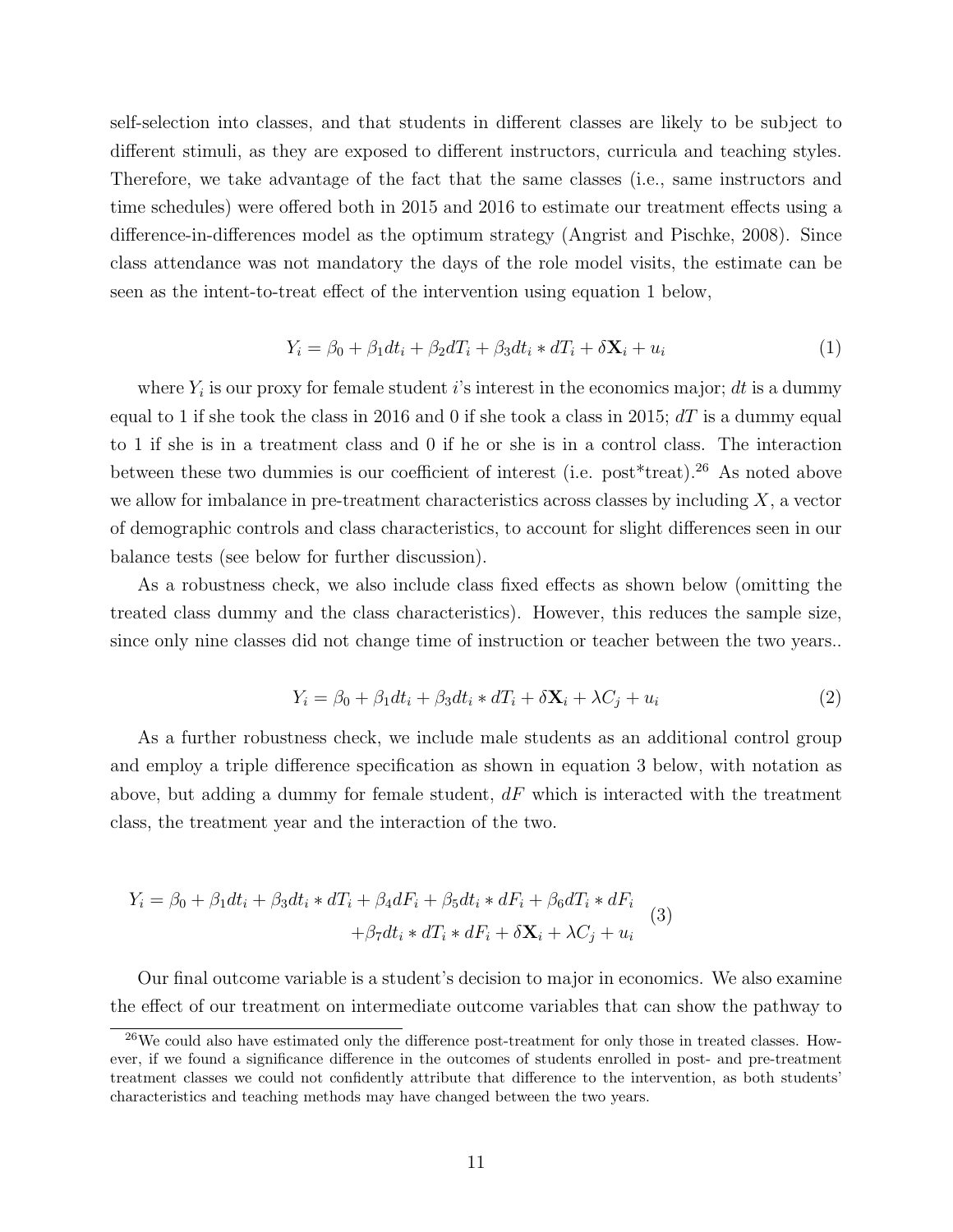self-selection into classes, and that students in different classes are likely to be subject to different stimuli, as they are exposed to different instructors, curricula and teaching styles. Therefore, we take advantage of the fact that the same classes (i.e., same instructors and time schedules) were offered both in 2015 and 2016 to estimate our treatment effects using a difference-in-differences model as the optimum strategy (Angrist and Pischke, 2008). Since class attendance was not mandatory the days of the role model visits, the estimate can be seen as the intent-to-treat effect of the intervention using equation 1 below,

$$Y_i = \beta_0 + \beta_1 dt_i + \beta_2 dT_i + \beta_3 dt_i * dT_i + \delta \mathbf{X}_i + u_i \tag{1}$$

where $Y_i$ is our proxy for female student $i$'s interest in the economics major; $dt$ is a dummy equal to 1 if she took the class in 2016 and 0 if she took a class in 2015; $dT$ is a dummy equal to 1 if she is in a treatment class and 0 if he or she is in a control class. The interaction between these two dummies is our coefficient of interest (i.e. post*treat).[26] As noted above we allow for imbalance in pre-treatment characteristics across classes by including $X$, a vector of demographic controls and class characteristics, to account for slight differences seen in our balance tests (see below for further discussion).

As a robustness check, we also include class fixed effects as shown below (omitting the treated class dummy and the class characteristics). However, this reduces the sample size, since only nine classes did not change time of instruction or teacher between the two years..

$$Y_i = \beta_0 + \beta_1 dt_i + \beta_3 dt_i * dT_i + \delta \mathbf{X}_i + \lambda C_j + u_i \tag{2}$$

As a further robustness check, we include male students as an additional control group and employ a triple difference specification as shown in equation 3 below, with notation as above, but adding a dummy for female student, $dF$ which is interacted with the treatment class, the treatment year and the interaction of the two.

$$\begin{aligned} Y_i = \beta_0 + \beta_1 dt_i + \beta_3 dt_i * dT_i + \beta_4 dF_i + \beta_5 dt_i * dF_i + \beta_6 dT_i * dF_i \\ + \beta_7 dt_i * dT_i * dF_i + \delta \mathbf{X}_i + \lambda C_j + u_i \end{aligned} \tag{3}$$

Our final outcome variable is a student's decision to major in economics. We also examine the effect of our treatment on intermediate outcome variables that can show the pathway to

[26] We could also have estimated only the difference post-treatment for only those in treated classes. However, if we found a significance difference in the outcomes of students enrolled in post- and pre-treatment treatment classes we could not confidently attribute that difference to the intervention, as both students' characteristics and teaching methods may have changed between the two years.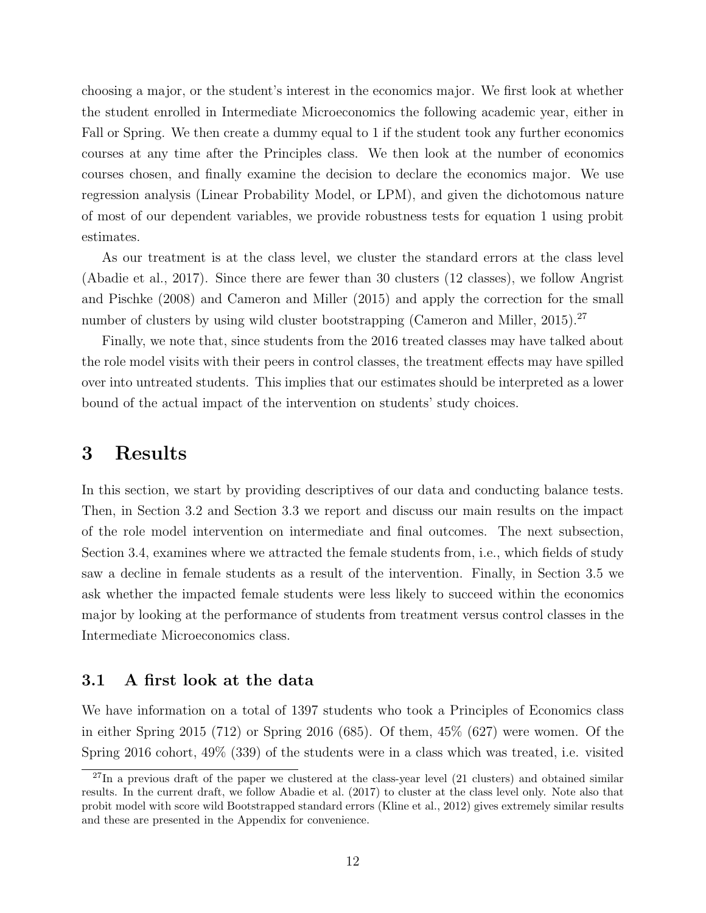choosing a major, or the student's interest in the economics major. We first look at whether the student enrolled in Intermediate Microeconomics the following academic year, either in Fall or Spring. We then create a dummy equal to 1 if the student took any further economics courses at any time after the Principles class. We then look at the number of economics courses chosen, and finally examine the decision to declare the economics major. We use regression analysis (Linear Probability Model, or LPM), and given the dichotomous nature of most of our dependent variables, we provide robustness tests for equation 1 using probit estimates.

As our treatment is at the class level, we cluster the standard errors at the class level (Abadie et al., 2017). Since there are fewer than 30 clusters (12 classes), we follow Angrist and Pischke (2008) and Cameron and Miller (2015) and apply the correction for the small number of clusters by using wild cluster bootstrapping (Cameron and Miller, 2015).[27]

Finally, we note that, since students from the 2016 treated classes may have talked about the role model visits with their peers in control classes, the treatment effects may have spilled over into untreated students. This implies that our estimates should be interpreted as a lower bound of the actual impact of the intervention on students' study choices.

# 3 Results

In this section, we start by providing descriptives of our data and conducting balance tests. Then, in Section 3.2 and Section 3.3 we report and discuss our main results on the impact of the role model intervention on intermediate and final outcomes. The next subsection, Section 3.4, examines where we attracted the female students from, i.e., which fields of study saw a decline in female students as a result of the intervention. Finally, in Section 3.5 we ask whether the impacted female students were less likely to succeed within the economics major by looking at the performance of students from treatment versus control classes in the Intermediate Microeconomics class.

## 3.1 A first look at the data

We have information on a total of 1397 students who took a Principles of Economics class in either Spring 2015 (712) or Spring 2016 (685). Of them, 45% (627) were women. Of the Spring 2016 cohort, 49% (339) of the students were in a class which was treated, i.e. visited

[27] In a previous draft of the paper we clustered at the class-year level (21 clusters) and obtained similar results. In the current draft, we follow Abadie et al. (2017) to cluster at the class level only. Note also that probit model with score wild Bootstrapped standard errors (Kline et al., 2012) gives extremely similar results and these are presented in the Appendix for convenience.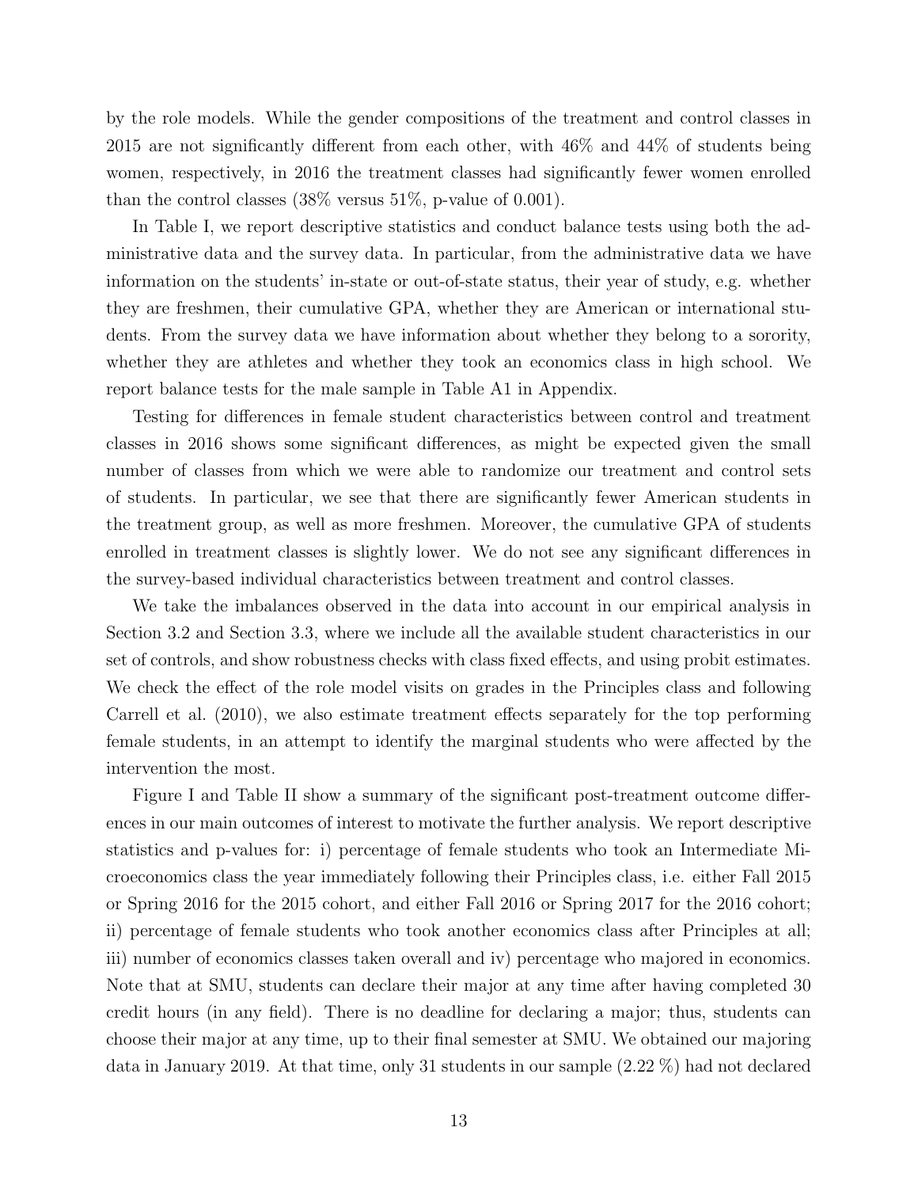by the role models. While the gender compositions of the treatment and control classes in 2015 are not significantly different from each other, with 46% and 44% of students being women, respectively, in 2016 the treatment classes had significantly fewer women enrolled than the control classes (38% versus 51%, p-value of 0.001).

In Table I, we report descriptive statistics and conduct balance tests using both the administrative data and the survey data. In particular, from the administrative data we have information on the students' in-state or out-of-state status, their year of study, e.g. whether they are freshmen, their cumulative GPA, whether they are American or international students. From the survey data we have information about whether they belong to a sorority, whether they are athletes and whether they took an economics class in high school. We report balance tests for the male sample in Table A1 in Appendix.

Testing for differences in female student characteristics between control and treatment classes in 2016 shows some significant differences, as might be expected given the small number of classes from which we were able to randomize our treatment and control sets of students. In particular, we see that there are significantly fewer American students in the treatment group, as well as more freshmen. Moreover, the cumulative GPA of students enrolled in treatment classes is slightly lower. We do not see any significant differences in the survey-based individual characteristics between treatment and control classes.

We take the imbalances observed in the data into account in our empirical analysis in Section 3.2 and Section 3.3, where we include all the available student characteristics in our set of controls, and show robustness checks with class fixed effects, and using probit estimates. We check the effect of the role model visits on grades in the Principles class and following Carrell et al. (2010), we also estimate treatment effects separately for the top performing female students, in an attempt to identify the marginal students who were affected by the intervention the most.

Figure I and Table II show a summary of the significant post-treatment outcome differences in our main outcomes of interest to motivate the further analysis. We report descriptive statistics and p-values for: i) percentage of female students who took an Intermediate Microeconomics class the year immediately following their Principles class, i.e. either Fall 2015 or Spring 2016 for the 2015 cohort, and either Fall 2016 or Spring 2017 for the 2016 cohort; ii) percentage of female students who took another economics class after Principles at all; iii) number of economics classes taken overall and iv) percentage who majored in economics. Note that at SMU, students can declare their major at any time after having completed 30 credit hours (in any field). There is no deadline for declaring a major; thus, students can choose their major at any time, up to their final semester at SMU. We obtained our majoring data in January 2019. At that time, only 31 students in our sample (2.22 %) had not declared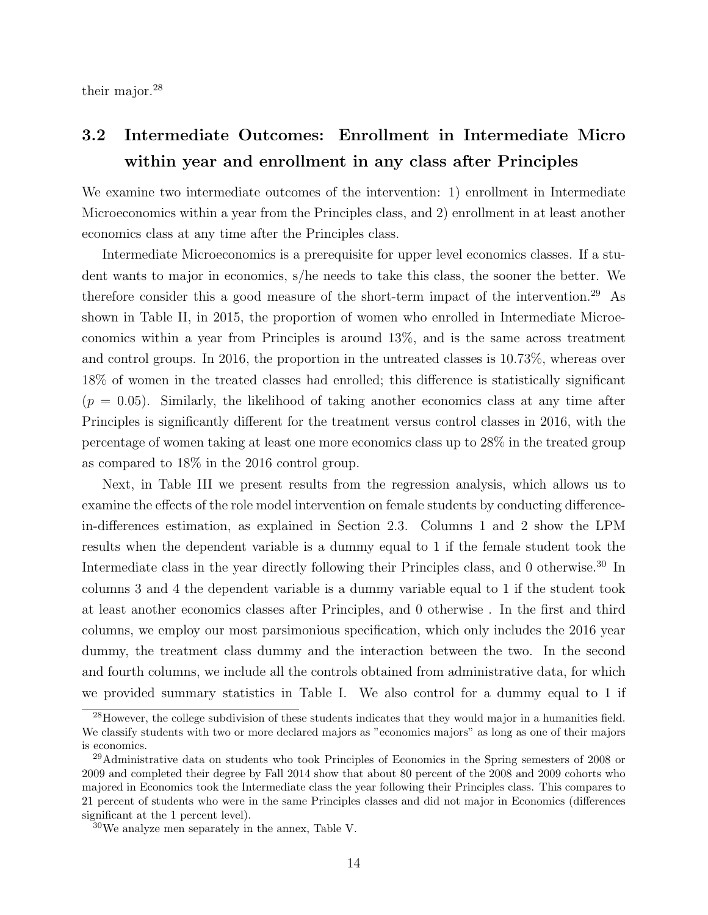their major.[28]

## 3.2 Intermediate Outcomes: Enrollment in Intermediate Micro within year and enrollment in any class after Principles

We examine two intermediate outcomes of the intervention: 1) enrollment in Intermediate Microeconomics within a year from the Principles class, and 2) enrollment in at least another economics class at any time after the Principles class.

Intermediate Microeconomics is a prerequisite for upper level economics classes. If a student wants to major in economics, s/he needs to take this class, the sooner the better. We therefore consider this a good measure of the short-term impact of the intervention.[29] As shown in Table II, in 2015, the proportion of women who enrolled in Intermediate Microeconomics within a year from Principles is around 13%, and is the same across treatment and control groups. In 2016, the proportion in the untreated classes is 10.73%, whereas over 18% of women in the treated classes had enrolled; this difference is statistically significant ($p = 0.05$). Similarly, the likelihood of taking another economics class at any time after Principles is significantly different for the treatment versus control classes in 2016, with the percentage of women taking at least one more economics class up to 28% in the treated group as compared to 18% in the 2016 control group.

Next, in Table III we present results from the regression analysis, which allows us to examine the effects of the role model intervention on female students by conducting difference-in-differences estimation, as explained in Section 2.3. Columns 1 and 2 show the LPM results when the dependent variable is a dummy equal to 1 if the female student took the Intermediate class in the year directly following their Principles class, and 0 otherwise.[30] In columns 3 and 4 the dependent variable is a dummy variable equal to 1 if the student took at least another economics classes after Principles, and 0 otherwise . In the first and third columns, we employ our most parsimonious specification, which only includes the 2016 year dummy, the treatment class dummy and the interaction between the two. In the second and fourth columns, we include all the controls obtained from administrative data, for which we provided summary statistics in Table I. We also control for a dummy equal to 1 if

---

[28] However, the college subdivision of these students indicates that they would major in a humanities field. We classify students with two or more declared majors as "economics majors" as long as one of their majors is economics.

[29] Administrative data on students who took Principles of Economics in the Spring semesters of 2008 or 2009 and completed their degree by Fall 2014 show that about 80 percent of the 2008 and 2009 cohorts who majored in Economics took the Intermediate class the year following their Principles class. This compares to 21 percent of students who were in the same Principles classes and did not major in Economics (differences significant at the 1 percent level).

[30] We analyze men separately in the annex, Table V.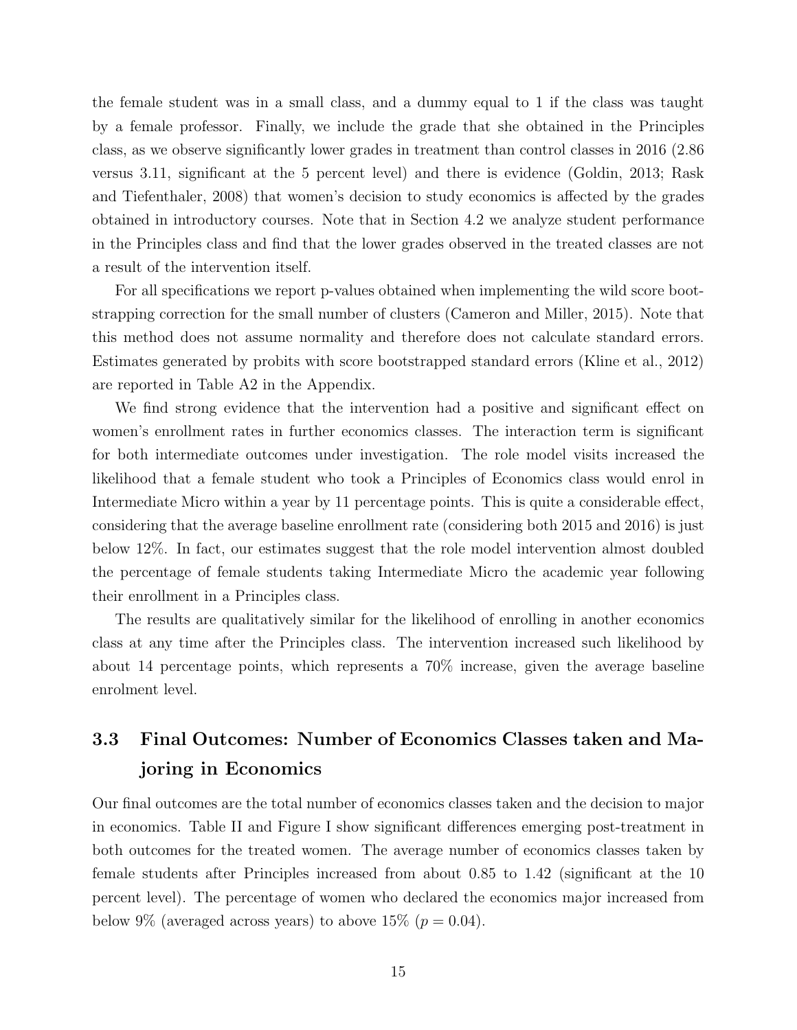the female student was in a small class, and a dummy equal to 1 if the class was taught by a female professor. Finally, we include the grade that she obtained in the Principles class, as we observe significantly lower grades in treatment than control classes in 2016 (2.86 versus 3.11, significant at the 5 percent level) and there is evidence (Goldin, 2013; Rask and Tiefenthaler, 2008) that women's decision to study economics is affected by the grades obtained in introductory courses. Note that in Section 4.2 we analyze student performance in the Principles class and find that the lower grades observed in the treated classes are not a result of the intervention itself.

For all specifications we report p-values obtained when implementing the wild score bootstrapping correction for the small number of clusters (Cameron and Miller, 2015). Note that this method does not assume normality and therefore does not calculate standard errors. Estimates generated by probits with score bootstrapped standard errors (Kline et al., 2012) are reported in Table A2 in the Appendix.

We find strong evidence that the intervention had a positive and significant effect on women's enrollment rates in further economics classes. The interaction term is significant for both intermediate outcomes under investigation. The role model visits increased the likelihood that a female student who took a Principles of Economics class would enrol in Intermediate Micro within a year by 11 percentage points. This is quite a considerable effect, considering that the average baseline enrollment rate (considering both 2015 and 2016) is just below 12%. In fact, our estimates suggest that the role model intervention almost doubled the percentage of female students taking Intermediate Micro the academic year following their enrollment in a Principles class.

The results are qualitatively similar for the likelihood of enrolling in another economics class at any time after the Principles class. The intervention increased such likelihood by about 14 percentage points, which represents a 70% increase, given the average baseline enrolment level.

### 3.3 Final Outcomes: Number of Economics Classes taken and Majoring in Economics

Our final outcomes are the total number of economics classes taken and the decision to major in economics. Table II and Figure I show significant differences emerging post-treatment in both outcomes for the treated women. The average number of economics classes taken by female students after Principles increased from about 0.85 to 1.42 (significant at the 10 percent level). The percentage of women who declared the economics major increased from below 9% (averaged across years) to above 15% ($p = 0.04$).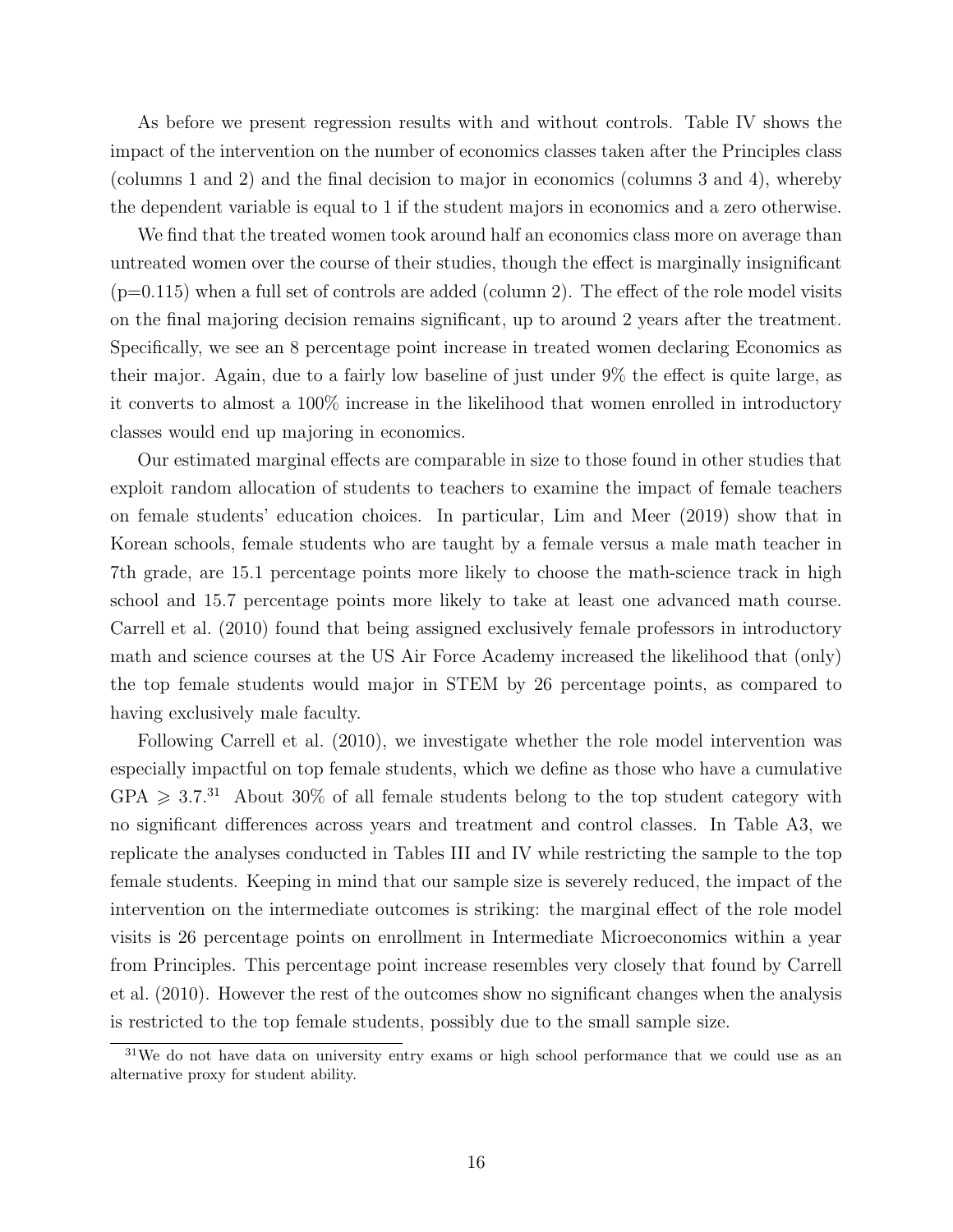As before we present regression results with and without controls. Table IV shows the impact of the intervention on the number of economics classes taken after the Principles class (columns 1 and 2) and the final decision to major in economics (columns 3 and 4), whereby the dependent variable is equal to 1 if the student majors in economics and a zero otherwise.

We find that the treated women took around half an economics class more on average than untreated women over the course of their studies, though the effect is marginally insignificant ($p=0.115$) when a full set of controls are added (column 2). The effect of the role model visits on the final majoring decision remains significant, up to around 2 years after the treatment. Specifically, we see an 8 percentage point increase in treated women declaring Economics as their major. Again, due to a fairly low baseline of just under 9% the effect is quite large, as it converts to almost a 100% increase in the likelihood that women enrolled in introductory classes would end up majoring in economics.

Our estimated marginal effects are comparable in size to those found in other studies that exploit random allocation of students to teachers to examine the impact of female teachers on female students' education choices. In particular, Lim and Meer (2019) show that in Korean schools, female students who are taught by a female versus a male math teacher in 7th grade, are 15.1 percentage points more likely to choose the math-science track in high school and 15.7 percentage points more likely to take at least one advanced math course. Carrell et al. (2010) found that being assigned exclusively female professors in introductory math and science courses at the US Air Force Academy increased the likelihood that (only) the top female students would major in STEM by 26 percentage points, as compared to having exclusively male faculty.

Following Carrell et al. (2010), we investigate whether the role model intervention was especially impactful on top female students, which we define as those who have a cumulative GPA $\geqslant 3.7$.[31] About 30% of all female students belong to the top student category with no significant differences across years and treatment and control classes. In Table A3, we replicate the analyses conducted in Tables III and IV while restricting the sample to the top female students. Keeping in mind that our sample size is severely reduced, the impact of the intervention on the intermediate outcomes is striking: the marginal effect of the role model visits is 26 percentage points on enrollment in Intermediate Microeconomics within a year from Principles. This percentage point increase resembles very closely that found by Carrell et al. (2010). However the rest of the outcomes show no significant changes when the analysis is restricted to the top female students, possibly due to the small sample size.

[31] We do not have data on university entry exams or high school performance that we could use as an alternative proxy for student ability.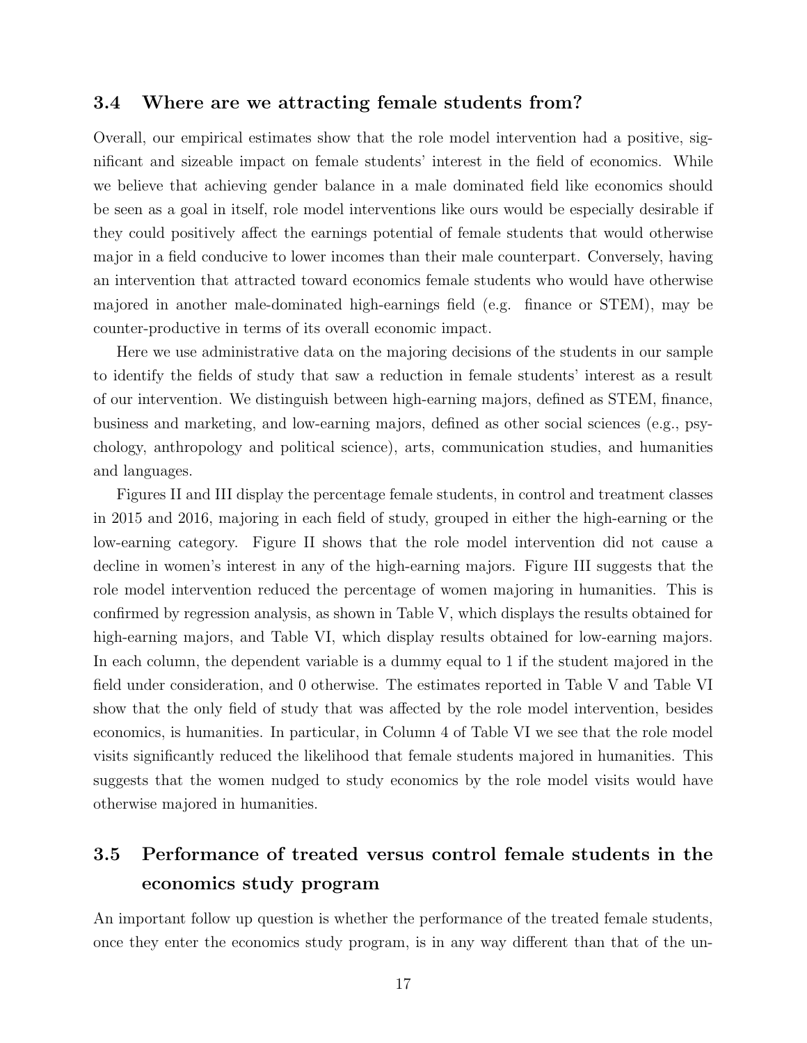### 3.4 Where are we attracting female students from?

Overall, our empirical estimates show that the role model intervention had a positive, significant and sizeable impact on female students' interest in the field of economics. While we believe that achieving gender balance in a male dominated field like economics should be seen as a goal in itself, role model interventions like ours would be especially desirable if they could positively affect the earnings potential of female students that would otherwise major in a field conducive to lower incomes than their male counterpart. Conversely, having an intervention that attracted toward economics female students who would have otherwise majored in another male-dominated high-earnings field (e.g. finance or STEM), may be counter-productive in terms of its overall economic impact.

Here we use administrative data on the majoring decisions of the students in our sample to identify the fields of study that saw a reduction in female students' interest as a result of our intervention. We distinguish between high-earning majors, defined as STEM, finance, business and marketing, and low-earning majors, defined as other social sciences (e.g., psychology, anthropology and political science), arts, communication studies, and humanities and languages.

Figures II and III display the percentage female students, in control and treatment classes in 2015 and 2016, majoring in each field of study, grouped in either the high-earning or the low-earning category. Figure II shows that the role model intervention did not cause a decline in women's interest in any of the high-earning majors. Figure III suggests that the role model intervention reduced the percentage of women majoring in humanities. This is confirmed by regression analysis, as shown in Table V, which displays the results obtained for high-earning majors, and Table VI, which display results obtained for low-earning majors. In each column, the dependent variable is a dummy equal to 1 if the student majored in the field under consideration, and 0 otherwise. The estimates reported in Table V and Table VI show that the only field of study that was affected by the role model intervention, besides economics, is humanities. In particular, in Column 4 of Table VI we see that the role model visits significantly reduced the likelihood that female students majored in humanities. This suggests that the women nudged to study economics by the role model visits would have otherwise majored in humanities.

### 3.5 Performance of treated versus control female students in the economics study program

An important follow up question is whether the performance of the treated female students, once they enter the economics study program, is in any way different than that of the un-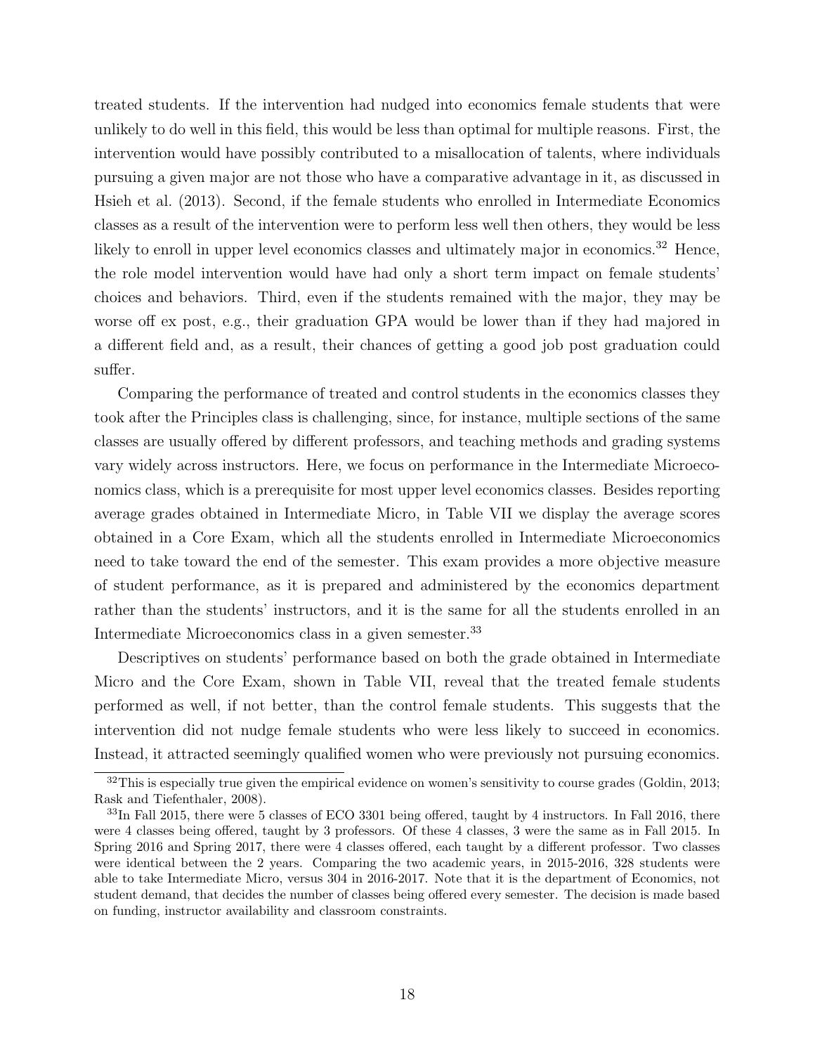treated students. If the intervention had nudged into economics female students that were unlikely to do well in this field, this would be less than optimal for multiple reasons. First, the intervention would have possibly contributed to a misallocation of talents, where individuals pursuing a given major are not those who have a comparative advantage in it, as discussed in Hsieh et al. (2013). Second, if the female students who enrolled in Intermediate Economics classes as a result of the intervention were to perform less well then others, they would be less likely to enroll in upper level economics classes and ultimately major in economics.[32] Hence, the role model intervention would have had only a short term impact on female students' choices and behaviors. Third, even if the students remained with the major, they may be worse off ex post, e.g., their graduation GPA would be lower than if they had majored in a different field and, as a result, their chances of getting a good job post graduation could suffer.

Comparing the performance of treated and control students in the economics classes they took after the Principles class is challenging, since, for instance, multiple sections of the same classes are usually offered by different professors, and teaching methods and grading systems vary widely across instructors. Here, we focus on performance in the Intermediate Microeconomics class, which is a prerequisite for most upper level economics classes. Besides reporting average grades obtained in Intermediate Micro, in Table VII we display the average scores obtained in a Core Exam, which all the students enrolled in Intermediate Microeconomics need to take toward the end of the semester. This exam provides a more objective measure of student performance, as it is prepared and administered by the economics department rather than the students' instructors, and it is the same for all the students enrolled in an Intermediate Microeconomics class in a given semester.[33]

Descriptives on students' performance based on both the grade obtained in Intermediate Micro and the Core Exam, shown in Table VII, reveal that the treated female students performed as well, if not better, than the control female students. This suggests that the intervention did not nudge female students who were less likely to succeed in economics. Instead, it attracted seemingly qualified women who were previously not pursuing economics.

[32] This is especially true given the empirical evidence on women's sensitivity to course grades (Goldin, 2013; Rask and Tiefenthaler, 2008).

[33] In Fall 2015, there were 5 classes of ECO 3301 being offered, taught by 4 instructors. In Fall 2016, there were 4 classes being offered, taught by 3 professors. Of these 4 classes, 3 were the same as in Fall 2015. In Spring 2016 and Spring 2017, there were 4 classes offered, each taught by a different professor. Two classes were identical between the 2 years. Comparing the two academic years, in 2015-2016, 328 students were able to take Intermediate Micro, versus 304 in 2016-2017. Note that it is the department of Economics, not student demand, that decides the number of classes being offered every semester. The decision is made based on funding, instructor availability and classroom constraints.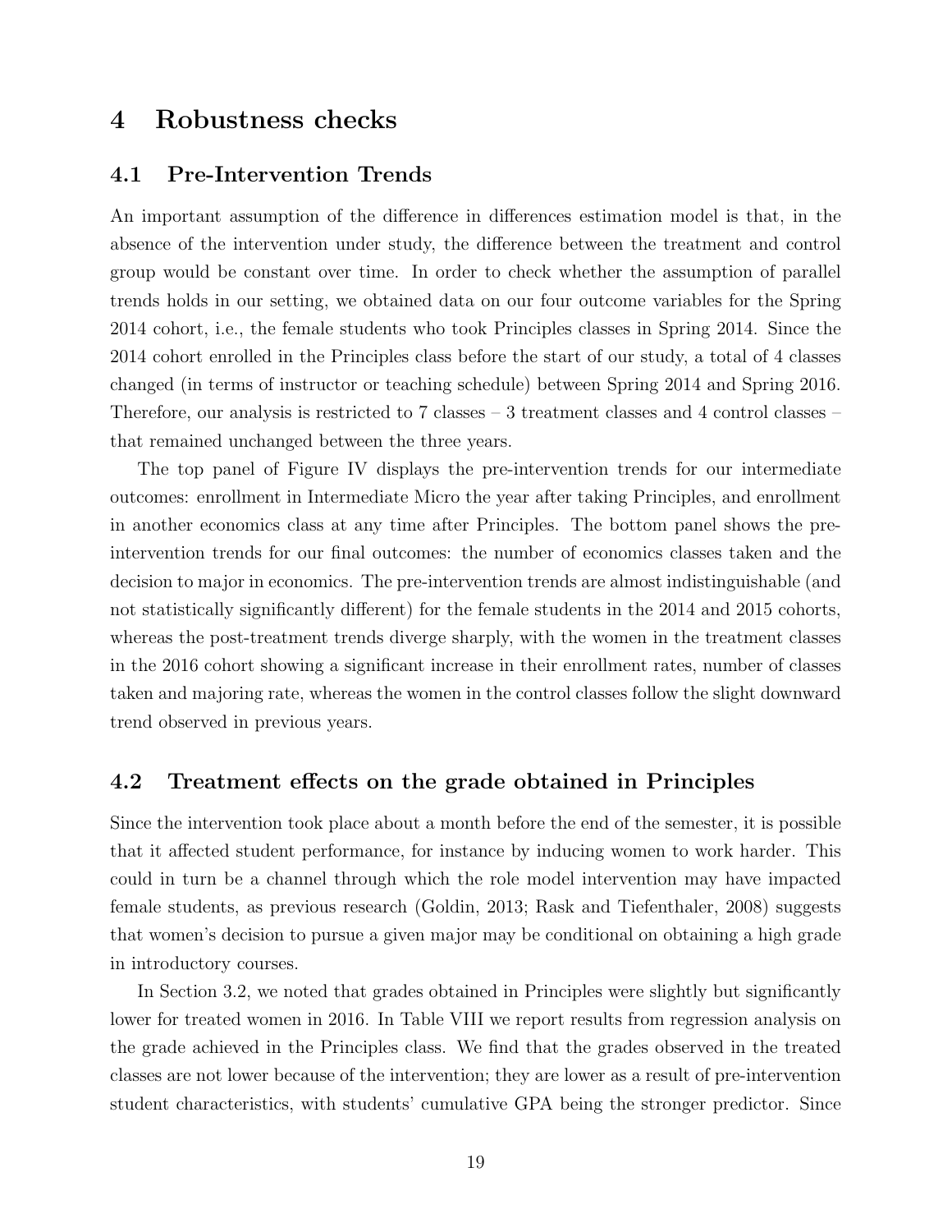# 4 Robustness checks

## 4.1 Pre-Intervention Trends

An important assumption of the difference in differences estimation model is that, in the absence of the intervention under study, the difference between the treatment and control group would be constant over time. In order to check whether the assumption of parallel trends holds in our setting, we obtained data on our four outcome variables for the Spring 2014 cohort, i.e., the female students who took Principles classes in Spring 2014. Since the 2014 cohort enrolled in the Principles class before the start of our study, a total of 4 classes changed (in terms of instructor or teaching schedule) between Spring 2014 and Spring 2016. Therefore, our analysis is restricted to 7 classes – 3 treatment classes and 4 control classes – that remained unchanged between the three years.

The top panel of Figure IV displays the pre-intervention trends for our intermediate outcomes: enrollment in Intermediate Micro the year after taking Principles, and enrollment in another economics class at any time after Principles. The bottom panel shows the pre-intervention trends for our final outcomes: the number of economics classes taken and the decision to major in economics. The pre-intervention trends are almost indistinguishable (and not statistically significantly different) for the female students in the 2014 and 2015 cohorts, whereas the post-treatment trends diverge sharply, with the women in the treatment classes in the 2016 cohort showing a significant increase in their enrollment rates, number of classes taken and majoring rate, whereas the women in the control classes follow the slight downward trend observed in previous years.

## 4.2 Treatment effects on the grade obtained in Principles

Since the intervention took place about a month before the end of the semester, it is possible that it affected student performance, for instance by inducing women to work harder. This could in turn be a channel through which the role model intervention may have impacted female students, as previous research (Goldin, 2013; Rask and Tiefenthaler, 2008) suggests that women's decision to pursue a given major may be conditional on obtaining a high grade in introductory courses.

In Section 3.2, we noted that grades obtained in Principles were slightly but significantly lower for treated women in 2016. In Table VIII we report results from regression analysis on the grade achieved in the Principles class. We find that the grades observed in the treated classes are not lower because of the intervention; they are lower as a result of pre-intervention student characteristics, with students' cumulative GPA being the stronger predictor. Since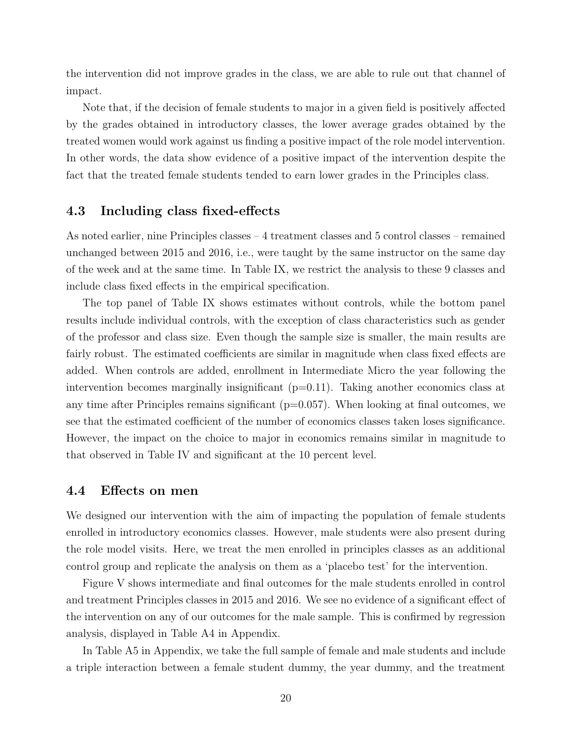the intervention did not improve grades in the class, we are able to rule out that channel of impact.

Note that, if the decision of female students to major in a given field is positively affected by the grades obtained in introductory classes, the lower average grades obtained by the treated women would work against us finding a positive impact of the role model intervention. In other words, the data show evidence of a positive impact of the intervention despite the fact that the treated female students tended to earn lower grades in the Principles class.

### 4.3 Including class fixed-effects

As noted earlier, nine Principles classes – 4 treatment classes and 5 control classes – remained unchanged between 2015 and 2016, i.e., were taught by the same instructor on the same day of the week and at the same time. In Table IX, we restrict the analysis to these 9 classes and include class fixed effects in the empirical specification.

The top panel of Table IX shows estimates without controls, while the bottom panel results include individual controls, with the exception of class characteristics such as gender of the professor and class size. Even though the sample size is smaller, the main results are fairly robust. The estimated coefficients are similar in magnitude when class fixed effects are added. When controls are added, enrollment in Intermediate Micro the year following the intervention becomes marginally insignificant (p=0.11). Taking another economics class at any time after Principles remains significant (p=0.057). When looking at final outcomes, we see that the estimated coefficient of the number of economics classes taken loses significance. However, the impact on the choice to major in economics remains similar in magnitude to that observed in Table IV and significant at the 10 percent level.

### 4.4 Effects on men

We designed our intervention with the aim of impacting the population of female students enrolled in introductory economics classes. However, male students were also present during the role model visits. Here, we treat the men enrolled in principles classes as an additional control group and replicate the analysis on them as a 'placebo test' for the intervention.

Figure V shows intermediate and final outcomes for the male students enrolled in control and treatment Principles classes in 2015 and 2016. We see no evidence of a significant effect of the intervention on any of our outcomes for the male sample. This is confirmed by regression analysis, displayed in Table A4 in Appendix.

In Table A5 in Appendix, we take the full sample of female and male students and include a triple interaction between a female student dummy, the year dummy, and the treatment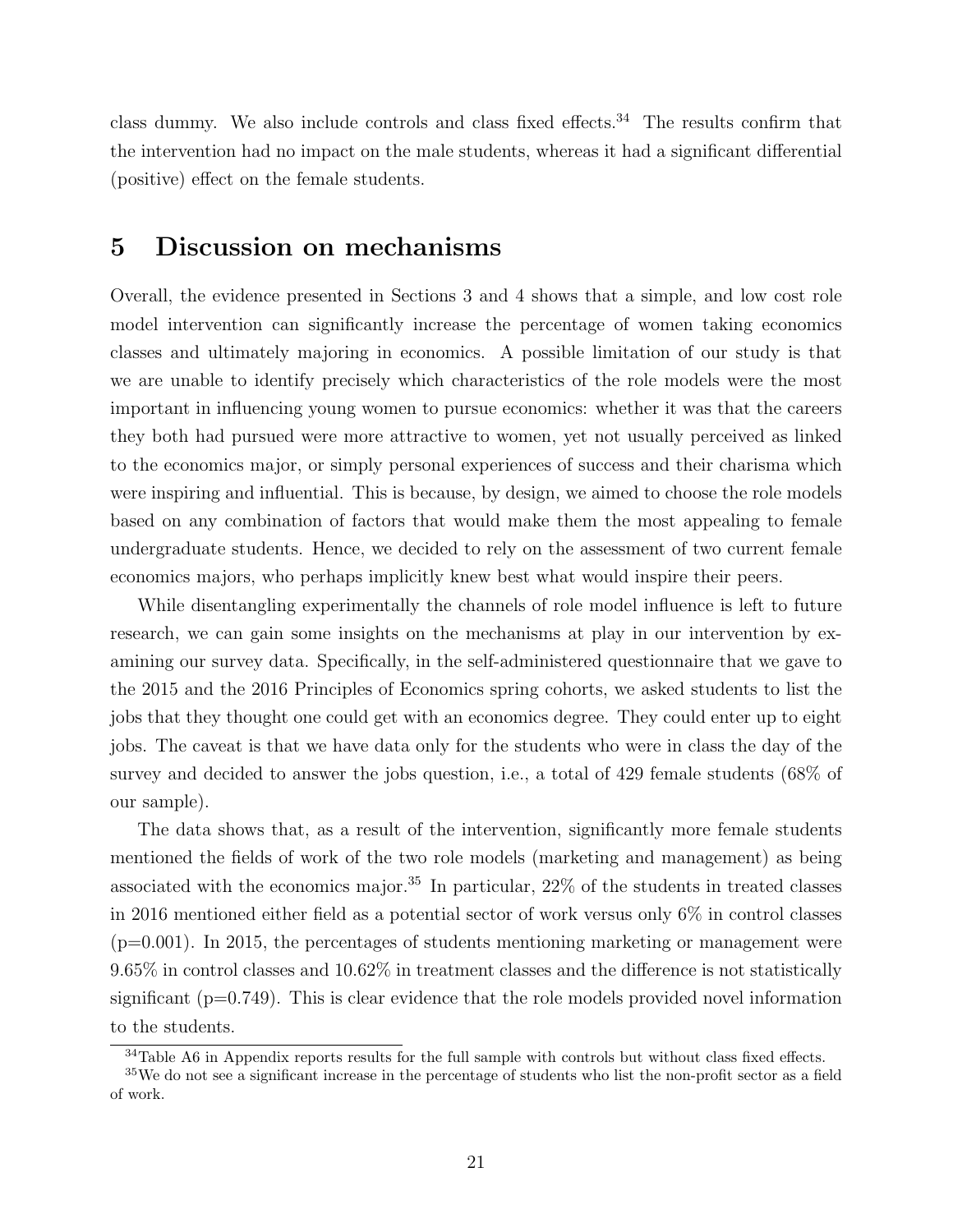class dummy. We also include controls and class fixed effects.[34] The results confirm that the intervention had no impact on the male students, whereas it had a significant differential (positive) effect on the female students.

# 5 Discussion on mechanisms

Overall, the evidence presented in Sections 3 and 4 shows that a simple, and low cost role model intervention can significantly increase the percentage of women taking economics classes and ultimately majoring in economics. A possible limitation of our study is that we are unable to identify precisely which characteristics of the role models were the most important in influencing young women to pursue economics: whether it was that the careers they both had pursued were more attractive to women, yet not usually perceived as linked to the economics major, or simply personal experiences of success and their charisma which were inspiring and influential. This is because, by design, we aimed to choose the role models based on any combination of factors that would make them the most appealing to female undergraduate students. Hence, we decided to rely on the assessment of two current female economics majors, who perhaps implicitly knew best what would inspire their peers.

While disentangling experimentally the channels of role model influence is left to future research, we can gain some insights on the mechanisms at play in our intervention by examining our survey data. Specifically, in the self-administered questionnaire that we gave to the 2015 and the 2016 Principles of Economics spring cohorts, we asked students to list the jobs that they thought one could get with an economics degree. They could enter up to eight jobs. The caveat is that we have data only for the students who were in class the day of the survey and decided to answer the jobs question, i.e., a total of 429 female students (68% of our sample).

The data shows that, as a result of the intervention, significantly more female students mentioned the fields of work of the two role models (marketing and management) as being associated with the economics major.[35] In particular, 22% of the students in treated classes in 2016 mentioned either field as a potential sector of work versus only 6% in control classes (p=0.001). In 2015, the percentages of students mentioning marketing or management were 9.65% in control classes and 10.62% in treatment classes and the difference is not statistically significant (p=0.749). This is clear evidence that the role models provided novel information to the students.

[34] Table A6 in Appendix reports results for the full sample with controls but without class fixed effects.

[35] We do not see a significant increase in the percentage of students who list the non-profit sector as a field of work.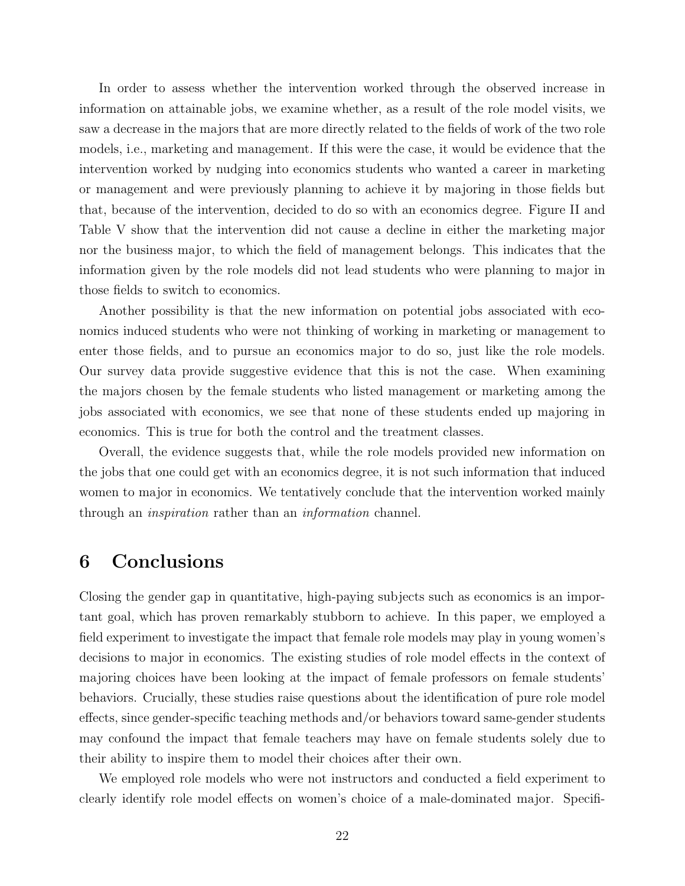In order to assess whether the intervention worked through the observed increase in information on attainable jobs, we examine whether, as a result of the role model visits, we saw a decrease in the majors that are more directly related to the fields of work of the two role models, i.e., marketing and management. If this were the case, it would be evidence that the intervention worked by nudging into economics students who wanted a career in marketing or management and were previously planning to achieve it by majoring in those fields but that, because of the intervention, decided to do so with an economics degree. Figure II and Table V show that the intervention did not cause a decline in either the marketing major nor the business major, to which the field of management belongs. This indicates that the information given by the role models did not lead students who were planning to major in those fields to switch to economics.

Another possibility is that the new information on potential jobs associated with economics induced students who were not thinking of working in marketing or management to enter those fields, and to pursue an economics major to do so, just like the role models. Our survey data provide suggestive evidence that this is not the case. When examining the majors chosen by the female students who listed management or marketing among the jobs associated with economics, we see that none of these students ended up majoring in economics. This is true for both the control and the treatment classes.

Overall, the evidence suggests that, while the role models provided new information on the jobs that one could get with an economics degree, it is not such information that induced women to major in economics. We tentatively conclude that the intervention worked mainly through an *inspiration* rather than an *information* channel.

# 6 Conclusions

Closing the gender gap in quantitative, high-paying subjects such as economics is an important goal, which has proven remarkably stubborn to achieve. In this paper, we employed a field experiment to investigate the impact that female role models may play in young women's decisions to major in economics. The existing studies of role model effects in the context of majoring choices have been looking at the impact of female professors on female students' behaviors. Crucially, these studies raise questions about the identification of pure role model effects, since gender-specific teaching methods and/or behaviors toward same-gender students may confound the impact that female teachers may have on female students solely due to their ability to inspire them to model their choices after their own.

We employed role models who were not instructors and conducted a field experiment to clearly identify role model effects on women's choice of a male-dominated major. Specifi-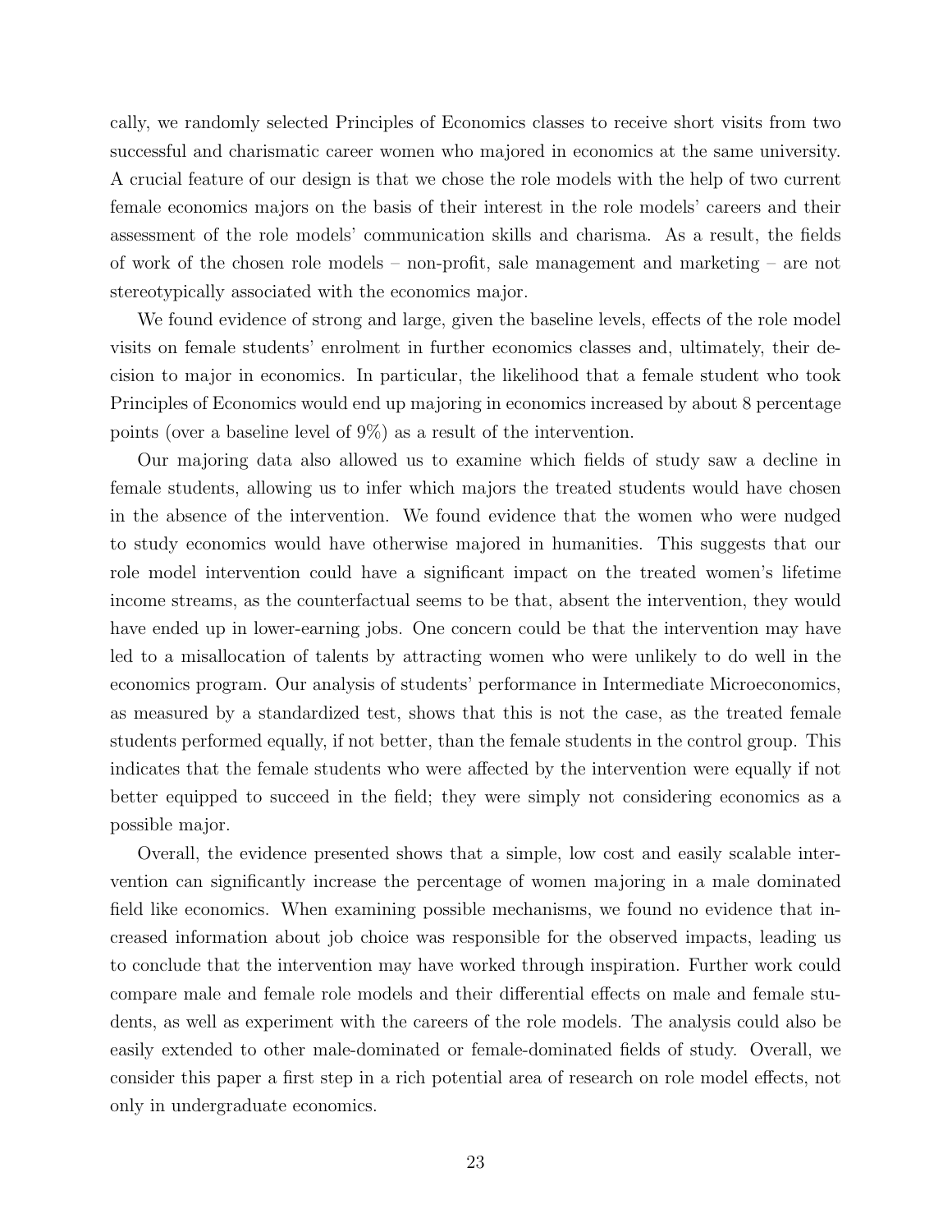cally, we randomly selected Principles of Economics classes to receive short visits from two successful and charismatic career women who majored in economics at the same university. A crucial feature of our design is that we chose the role models with the help of two current female economics majors on the basis of their interest in the role models' careers and their assessment of the role models' communication skills and charisma. As a result, the fields of work of the chosen role models – non-profit, sale management and marketing – are not stereotypically associated with the economics major.

We found evidence of strong and large, given the baseline levels, effects of the role model visits on female students' enrolment in further economics classes and, ultimately, their decision to major in economics. In particular, the likelihood that a female student who took Principles of Economics would end up majoring in economics increased by about 8 percentage points (over a baseline level of 9%) as a result of the intervention.

Our majoring data also allowed us to examine which fields of study saw a decline in female students, allowing us to infer which majors the treated students would have chosen in the absence of the intervention. We found evidence that the women who were nudged to study economics would have otherwise majored in humanities. This suggests that our role model intervention could have a significant impact on the treated women's lifetime income streams, as the counterfactual seems to be that, absent the intervention, they would have ended up in lower-earning jobs. One concern could be that the intervention may have led to a misallocation of talents by attracting women who were unlikely to do well in the economics program. Our analysis of students' performance in Intermediate Microeconomics, as measured by a standardized test, shows that this is not the case, as the treated female students performed equally, if not better, than the female students in the control group. This indicates that the female students who were affected by the intervention were equally if not better equipped to succeed in the field; they were simply not considering economics as a possible major.

Overall, the evidence presented shows that a simple, low cost and easily scalable intervention can significantly increase the percentage of women majoring in a male dominated field like economics. When examining possible mechanisms, we found no evidence that increased information about job choice was responsible for the observed impacts, leading us to conclude that the intervention may have worked through inspiration. Further work could compare male and female role models and their differential effects on male and female students, as well as experiment with the careers of the role models. The analysis could also be easily extended to other male-dominated or female-dominated fields of study. Overall, we consider this paper a first step in a rich potential area of research on role model effects, not only in undergraduate economics.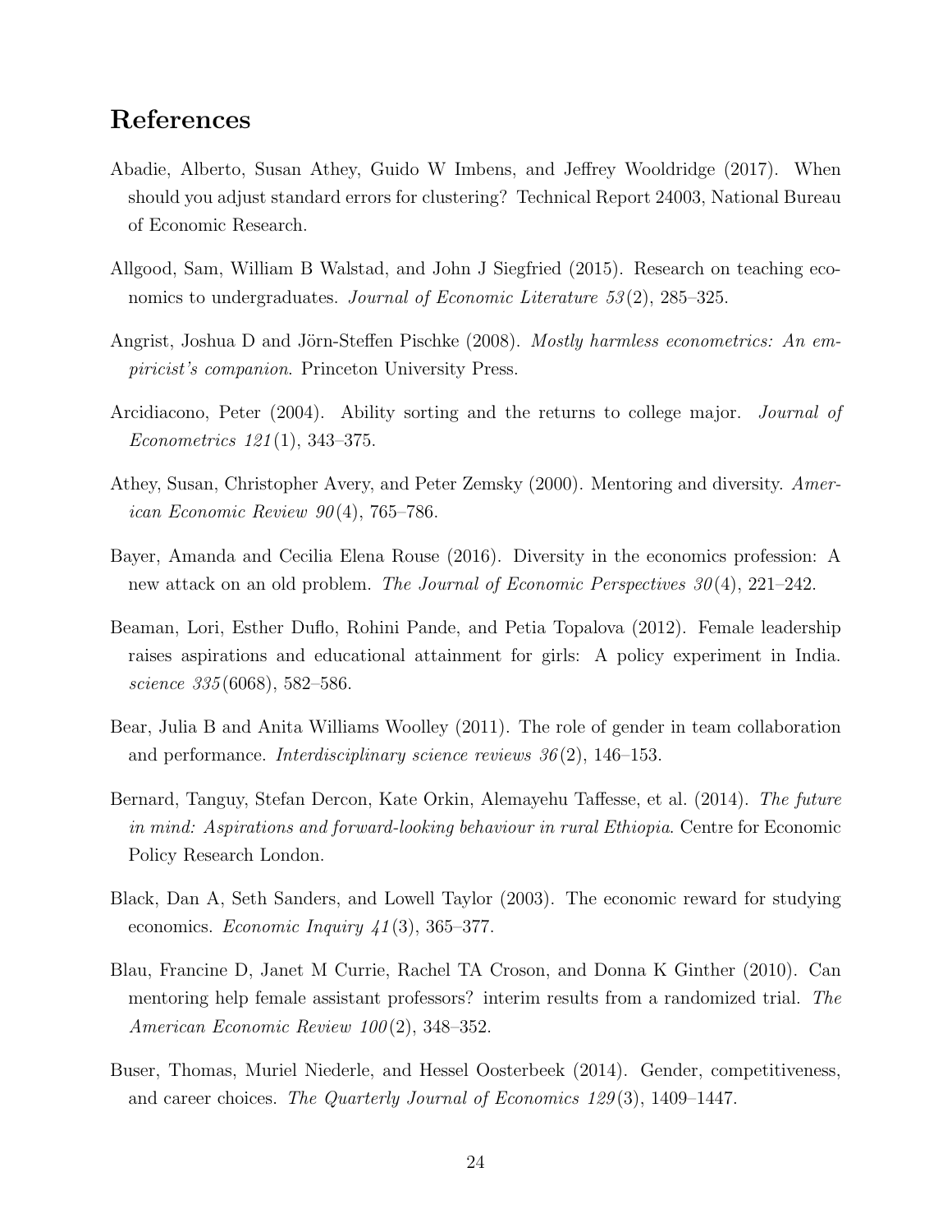# References

Abadie, Alberto, Susan Athey, Guido W Imbens, and Jeffrey Wooldridge (2017). When should you adjust standard errors for clustering? Technical Report 24003, National Bureau of Economic Research.

Allgood, Sam, William B Walstad, and John J Siegfried (2015). Research on teaching economics to undergraduates. *Journal of Economic Literature 53*(2), 285–325.

Angrist, Joshua D and Jörn-Steffen Pischke (2008). *Mostly harmless econometrics: An empiricist's companion*. Princeton University Press.

Arcidiacono, Peter (2004). Ability sorting and the returns to college major. *Journal of Econometrics 121*(1), 343–375.

Athey, Susan, Christopher Avery, and Peter Zemsky (2000). Mentoring and diversity. *American Economic Review 90*(4), 765–786.

Bayer, Amanda and Cecilia Elena Rouse (2016). Diversity in the economics profession: A new attack on an old problem. *The Journal of Economic Perspectives 30*(4), 221–242.

Beaman, Lori, Esther Duflo, Rohini Pande, and Petia Topalova (2012). Female leadership raises aspirations and educational attainment for girls: A policy experiment in India. *science 335*(6068), 582–586.

Bear, Julia B and Anita Williams Woolley (2011). The role of gender in team collaboration and performance. *Interdisciplinary science reviews 36*(2), 146–153.

Bernard, Tanguy, Stefan Dercon, Kate Orkin, Alemayehu Taffesse, et al. (2014). *The future in mind: Aspirations and forward-looking behaviour in rural Ethiopia*. Centre for Economic Policy Research London.

Black, Dan A, Seth Sanders, and Lowell Taylor (2003). The economic reward for studying economics. *Economic Inquiry 41*(3), 365–377.

Blau, Francine D, Janet M Currie, Rachel TA Croson, and Donna K Ginther (2010). Can mentoring help female assistant professors? interim results from a randomized trial. *The American Economic Review 100*(2), 348–352.

Buser, Thomas, Muriel Niederle, and Hessel Oosterbeek (2014). Gender, competitiveness, and career choices. *The Quarterly Journal of Economics 129*(3), 1409–1447.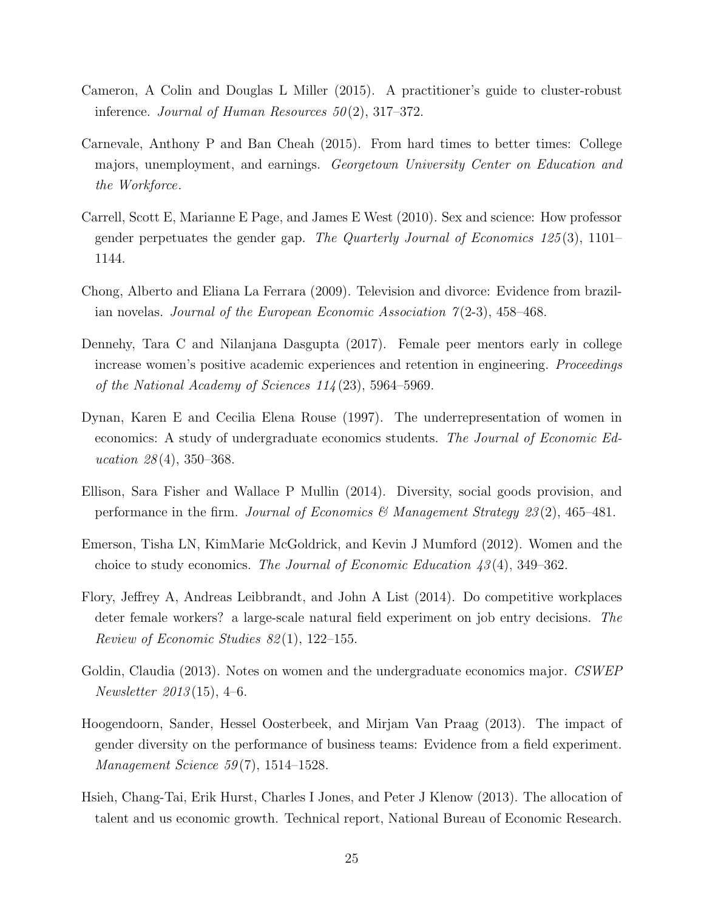Cameron, A Colin and Douglas L Miller (2015). A practitioner's guide to cluster-robust inference. *Journal of Human Resources 50*(2), 317–372.

Carnevale, Anthony P and Ban Cheah (2015). From hard times to better times: College majors, unemployment, and earnings. *Georgetown University Center on Education and the Workforce*.

Carrell, Scott E, Marianne E Page, and James E West (2010). Sex and science: How professor gender perpetuates the gender gap. *The Quarterly Journal of Economics 125*(3), 1101–1144.

Chong, Alberto and Eliana La Ferrara (2009). Television and divorce: Evidence from brazilian novelas. *Journal of the European Economic Association 7*(2-3), 458–468.

Dennehy, Tara C and Nilanjana Dasgupta (2017). Female peer mentors early in college increase women's positive academic experiences and retention in engineering. *Proceedings of the National Academy of Sciences 114*(23), 5964–5969.

Dynan, Karen E and Cecilia Elena Rouse (1997). The underrepresentation of women in economics: A study of undergraduate economics students. *The Journal of Economic Education 28*(4), 350–368.

Ellison, Sara Fisher and Wallace P Mullin (2014). Diversity, social goods provision, and performance in the firm. *Journal of Economics & Management Strategy 23*(2), 465–481.

Emerson, Tisha LN, KimMarie McGoldrick, and Kevin J Mumford (2012). Women and the choice to study economics. *The Journal of Economic Education 43*(4), 349–362.

Flory, Jeffrey A, Andreas Leibbrandt, and John A List (2014). Do competitive workplaces deter female workers? a large-scale natural field experiment on job entry decisions. *The Review of Economic Studies 82*(1), 122–155.

Goldin, Claudia (2013). Notes on women and the undergraduate economics major. *CSWEP Newsletter 2013*(15), 4–6.

Hoogendoorn, Sander, Hessel Oosterbeek, and Mirjam Van Praag (2013). The impact of gender diversity on the performance of business teams: Evidence from a field experiment. *Management Science 59*(7), 1514–1528.

Hsieh, Chang-Tai, Erik Hurst, Charles I Jones, and Peter J Klenow (2013). The allocation of talent and us economic growth. Technical report, National Bureau of Economic Research.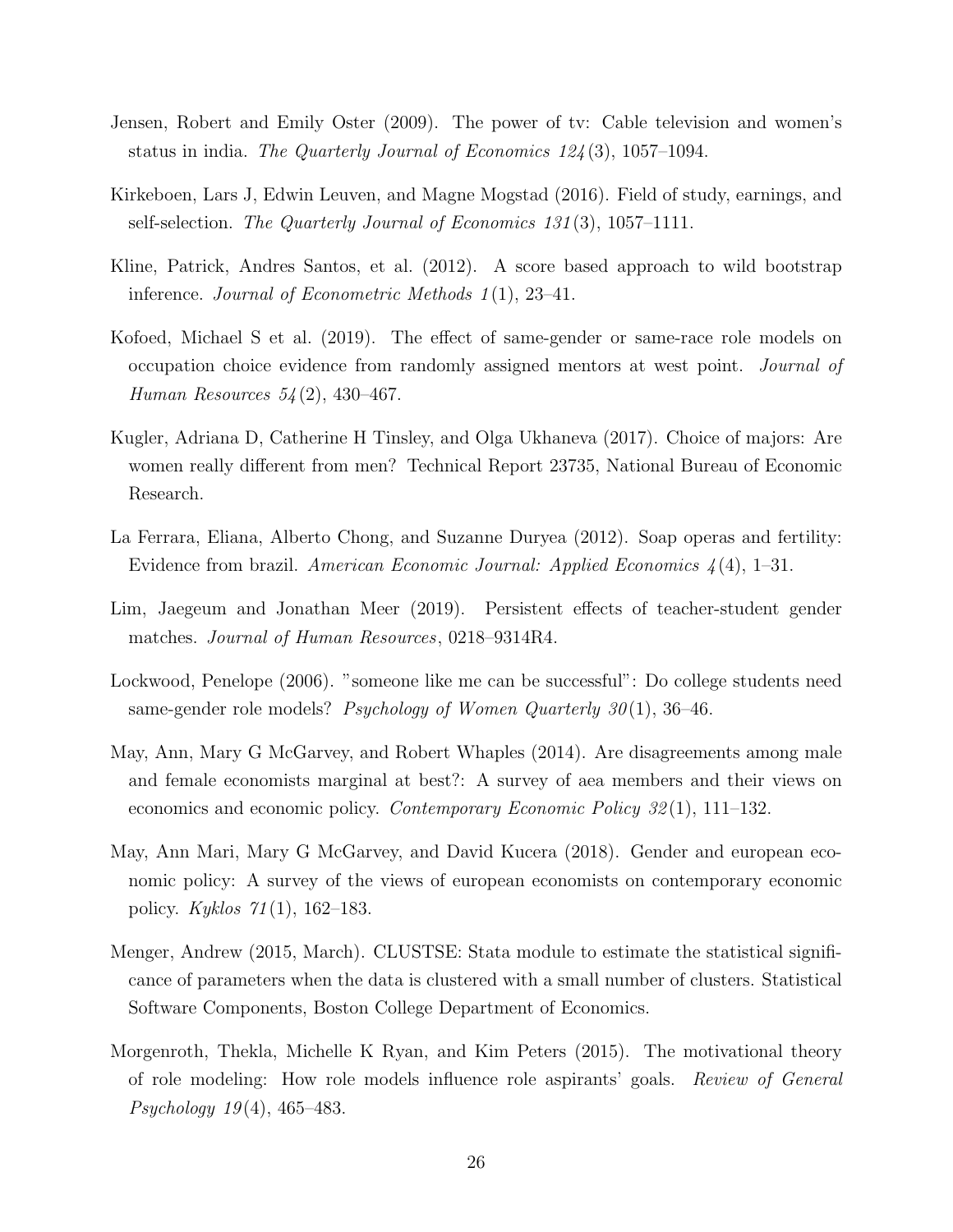Jensen, Robert and Emily Oster (2009). The power of tv: Cable television and women's status in india. *The Quarterly Journal of Economics 124*(3), 1057–1094.

Kirkeboen, Lars J, Edwin Leuven, and Magne Mogstad (2016). Field of study, earnings, and self-selection. *The Quarterly Journal of Economics 131*(3), 1057–1111.

Kline, Patrick, Andres Santos, et al. (2012). A score based approach to wild bootstrap inference. *Journal of Econometric Methods 1*(1), 23–41.

Kofoed, Michael S et al. (2019). The effect of same-gender or same-race role models on occupation choice evidence from randomly assigned mentors at west point. *Journal of Human Resources 54*(2), 430–467.

Kugler, Adriana D, Catherine H Tinsley, and Olga Ukhaneva (2017). Choice of majors: Are women really different from men? Technical Report 23735, National Bureau of Economic Research.

La Ferrara, Eliana, Alberto Chong, and Suzanne Duryea (2012). Soap operas and fertility: Evidence from brazil. *American Economic Journal: Applied Economics 4*(4), 1–31.

Lim, Jaegeum and Jonathan Meer (2019). Persistent effects of teacher-student gender matches. *Journal of Human Resources*, 0218–9314R4.

Lockwood, Penelope (2006). "someone like me can be successful": Do college students need same-gender role models? *Psychology of Women Quarterly 30*(1), 36–46.

May, Ann, Mary G McGarvey, and Robert Whaples (2014). Are disagreements among male and female economists marginal at best?: A survey of aea members and their views on economics and economic policy. *Contemporary Economic Policy 32*(1), 111–132.

May, Ann Mari, Mary G McGarvey, and David Kucera (2018). Gender and european economic policy: A survey of the views of european economists on contemporary economic policy. *Kyklos 71*(1), 162–183.

Menger, Andrew (2015, March). CLUSTSE: Stata module to estimate the statistical significance of parameters when the data is clustered with a small number of clusters. Statistical Software Components, Boston College Department of Economics.

Morgenroth, Thekla, Michelle K Ryan, and Kim Peters (2015). The motivational theory of role modeling: How role models influence role aspirants' goals. *Review of General Psychology 19*(4), 465–483.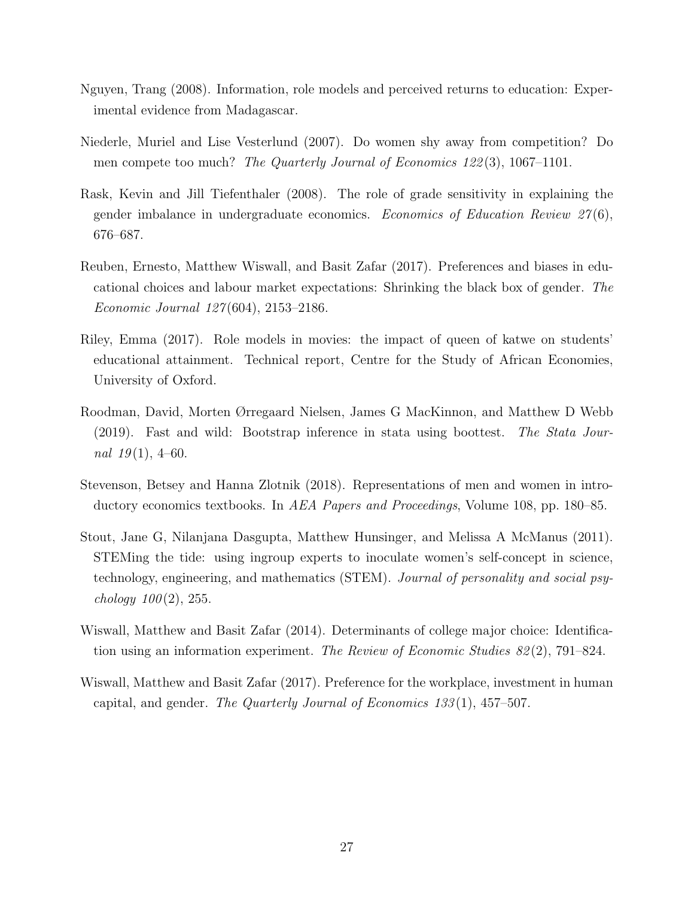Nguyen, Trang (2008). Information, role models and perceived returns to education: Experimental evidence from Madagascar.

Niederle, Muriel and Lise Vesterlund (2007). Do women shy away from competition? Do men compete too much? *The Quarterly Journal of Economics 122*(3), 1067–1101.

Rask, Kevin and Jill Tiefenthaler (2008). The role of grade sensitivity in explaining the gender imbalance in undergraduate economics. *Economics of Education Review 27*(6), 676–687.

Reuben, Ernesto, Matthew Wiswall, and Basit Zafar (2017). Preferences and biases in educational choices and labour market expectations: Shrinking the black box of gender. *The Economic Journal 127*(604), 2153–2186.

Riley, Emma (2017). Role models in movies: the impact of queen of katwe on students' educational attainment. Technical report, Centre for the Study of African Economies, University of Oxford.

Roodman, David, Morten Ørregaard Nielsen, James G MacKinnon, and Matthew D Webb (2019). Fast and wild: Bootstrap inference in stata using boottest. *The Stata Journal 19*(1), 4–60.

Stevenson, Betsey and Hanna Zlotnik (2018). Representations of men and women in introductory economics textbooks. In *AEA Papers and Proceedings*, Volume 108, pp. 180–85.

Stout, Jane G, Nilanjana Dasgupta, Matthew Hunsinger, and Melissa A McManus (2011). STEMing the tide: using ingroup experts to inoculate women's self-concept in science, technology, engineering, and mathematics (STEM). *Journal of personality and social psychology 100*(2), 255.

Wiswall, Matthew and Basit Zafar (2014). Determinants of college major choice: Identification using an information experiment. *The Review of Economic Studies 82*(2), 791–824.

Wiswall, Matthew and Basit Zafar (2017). Preference for the workplace, investment in human capital, and gender. *The Quarterly Journal of Economics 133*(1), 457–507.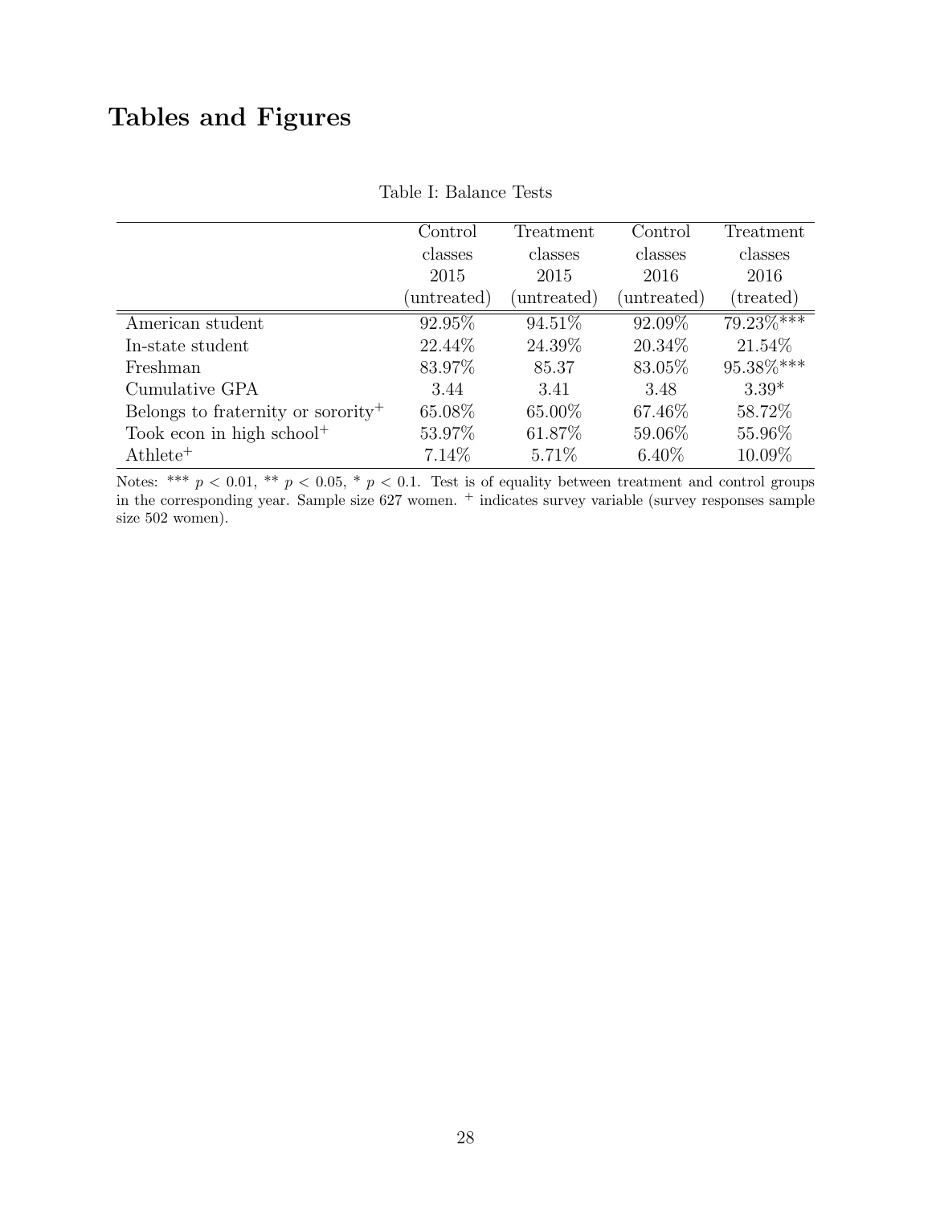# Tables and Figures

Table I: Balance Tests

| | Control classes 2015 (untreated) | Treatment classes 2015 (untreated) | Control classes 2016 (untreated) | Treatment classes 2016 (treated) |
|---|---|---|---|---|
| American student | 92.95% | 94.51% | 92.09% | 79.23%*** |
| In-state student | 22.44% | 24.39% | 20.34% | 21.54% |
| Freshman | 83.97% | 85.37 | 83.05% | 95.38%*** |
| Cumulative GPA | 3.44 | 3.41 | 3.48 | 3.39* |
| Belongs to fraternity or sorority$^{+}$ | 65.08% | 65.00% | 67.46% | 58.72% |
| Took econ in high school$^{+}$ | 53.97% | 61.87% | 59.06% | 55.96% |
| Athlete$^{+}$ | 7.14% | 5.71% | 6.40% | 10.09% |

Notes: *** $p < 0.01$, ** $p < 0.05$, * $p < 0.1$. Test is of equality between treatment and control groups in the corresponding year. Sample size 627 women. $^{+}$ indicates survey variable (survey responses sample size 502 women).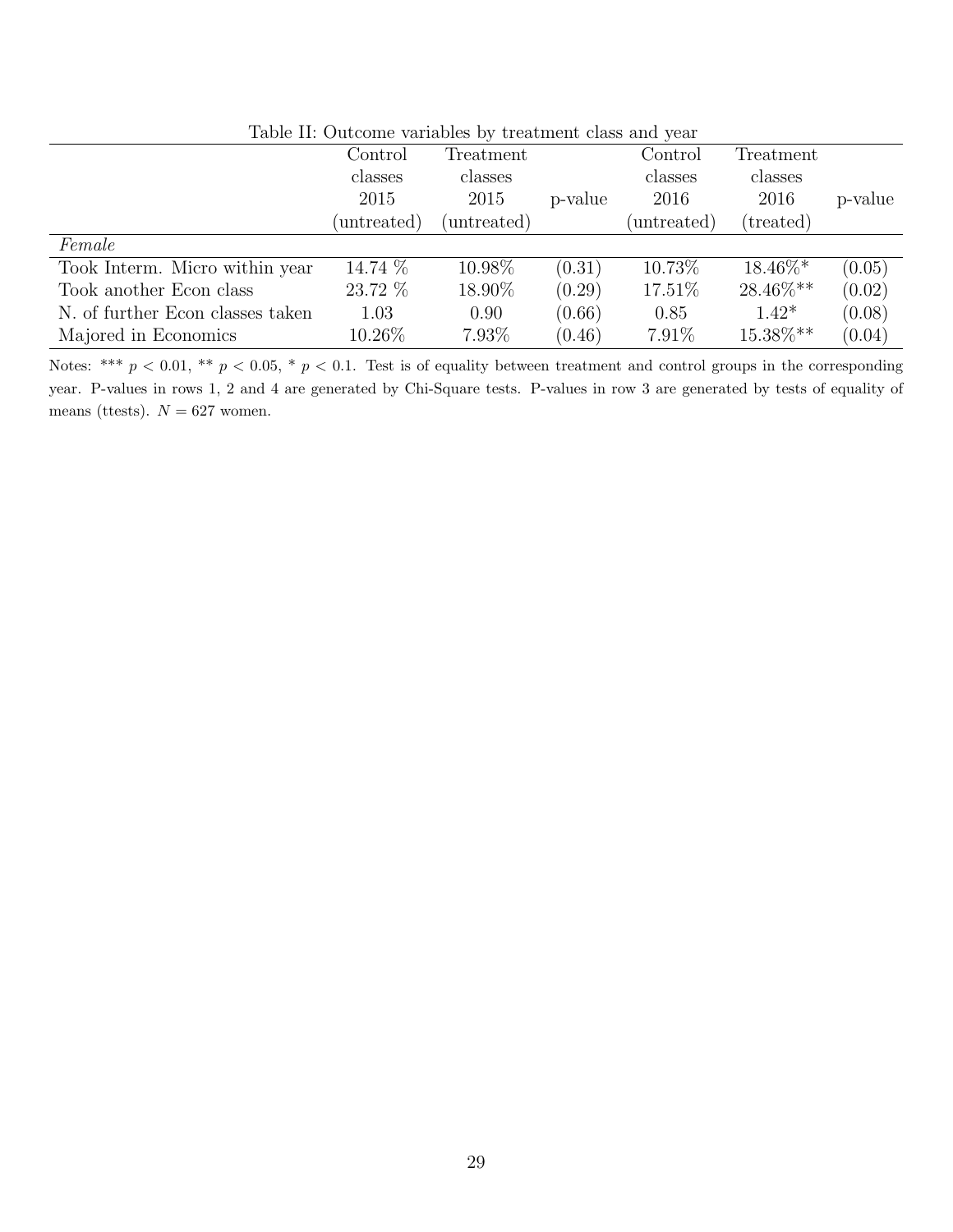Table II: Outcome variables by treatment class and year

| | Control classes 2015 (untreated) | Treatment classes 2015 (untreated) | p-value | Control classes 2016 (untreated) | Treatment classes 2016 (treated) | p-value |
|---|---|---|---|---|---|---|
| *Female* | | | | | | |
| Took Interm. Micro within year | 14.74 % | 10.98% | (0.31) | 10.73% | 18.46%* | (0.05) |
| Took another Econ class | 23.72 % | 18.90% | (0.29) | 17.51% | 28.46%** | (0.02) |
| N. of further Econ classes taken | 1.03 | 0.90 | (0.66) | 0.85 | 1.42* | (0.08) |
| Majored in Economics | 10.26% | 7.93% | (0.46) | 7.91% | 15.38%** | (0.04) |

Notes: *** $p < 0.01$, ** $p < 0.05$, * $p < 0.1$. Test is of equality between treatment and control groups in the corresponding year. P-values in rows 1, 2 and 4 are generated by Chi-Square tests. P-values in row 3 are generated by tests of equality of means (ttests). $N = 627$ women.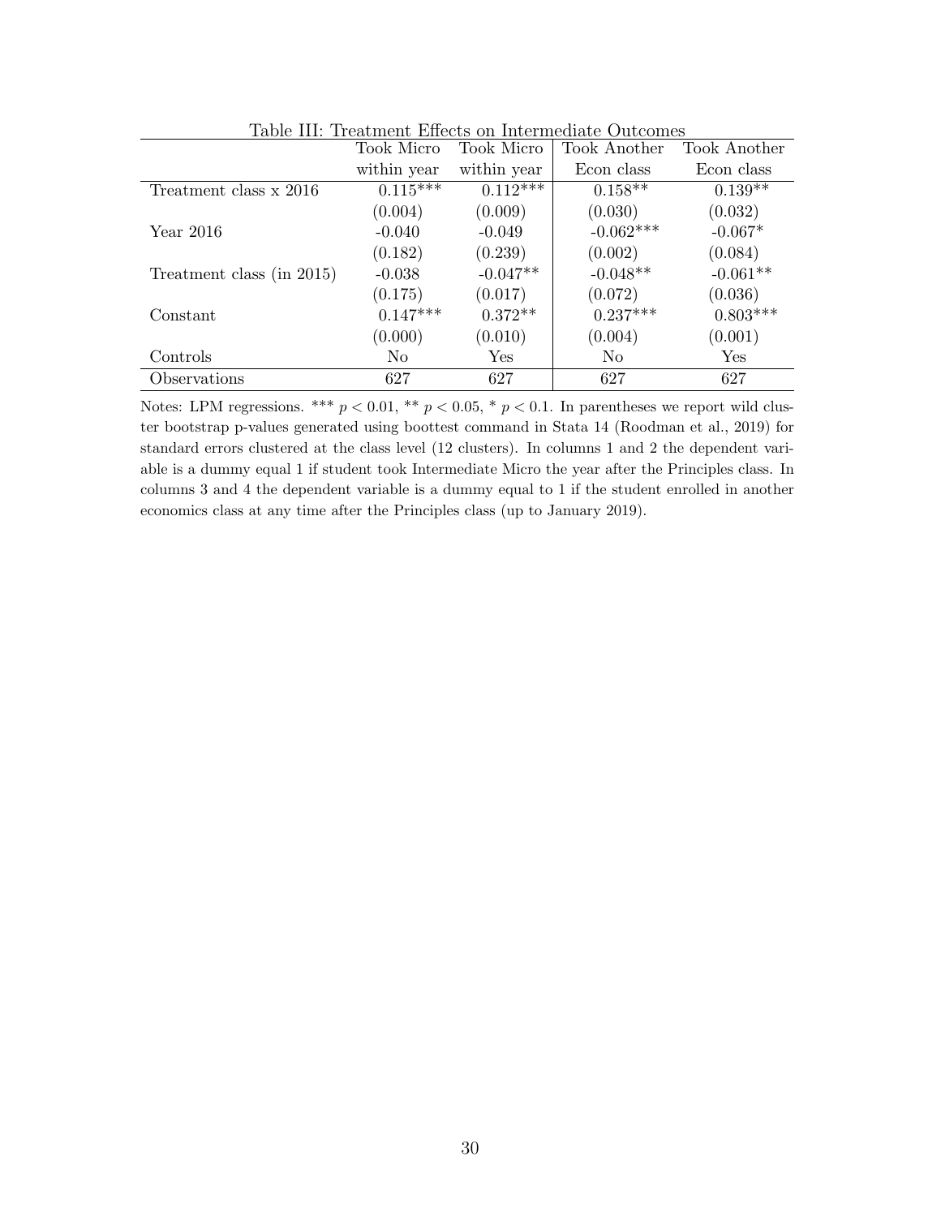Table III: Treatment Effects on Intermediate Outcomes

| | Took Micro within year | Took Micro within year | Took Another Econ class | Took Another Econ class |
|---|---|---|---|---|
| Treatment class x 2016 | 0.115*** | 0.112*** | 0.158** | 0.139** |
| | (0.004) | (0.009) | (0.030) | (0.032) |
| Year 2016 | -0.040 | -0.049 | -0.062*** | -0.067* |
| | (0.182) | (0.239) | (0.002) | (0.084) |
| Treatment class (in 2015) | -0.038 | -0.047** | -0.048** | -0.061** |
| | (0.175) | (0.017) | (0.072) | (0.036) |
| Constant | 0.147*** | 0.372** | 0.237*** | 0.803*** |
| | (0.000) | (0.010) | (0.004) | (0.001) |
| Controls | No | Yes | No | Yes |
| Observations | 627 | 627 | 627 | 627 |

Notes: LPM regressions. *** $p < 0.01$, ** $p < 0.05$, * $p < 0.1$. In parentheses we report wild cluster bootstrap p-values generated using boottest command in Stata 14 (Roodman et al., 2019) for standard errors clustered at the class level (12 clusters). In columns 1 and 2 the dependent variable is a dummy equal 1 if student took Intermediate Micro the year after the Principles class. In columns 3 and 4 the dependent variable is a dummy equal to 1 if the student enrolled in another economics class at any time after the Principles class (up to January 2019).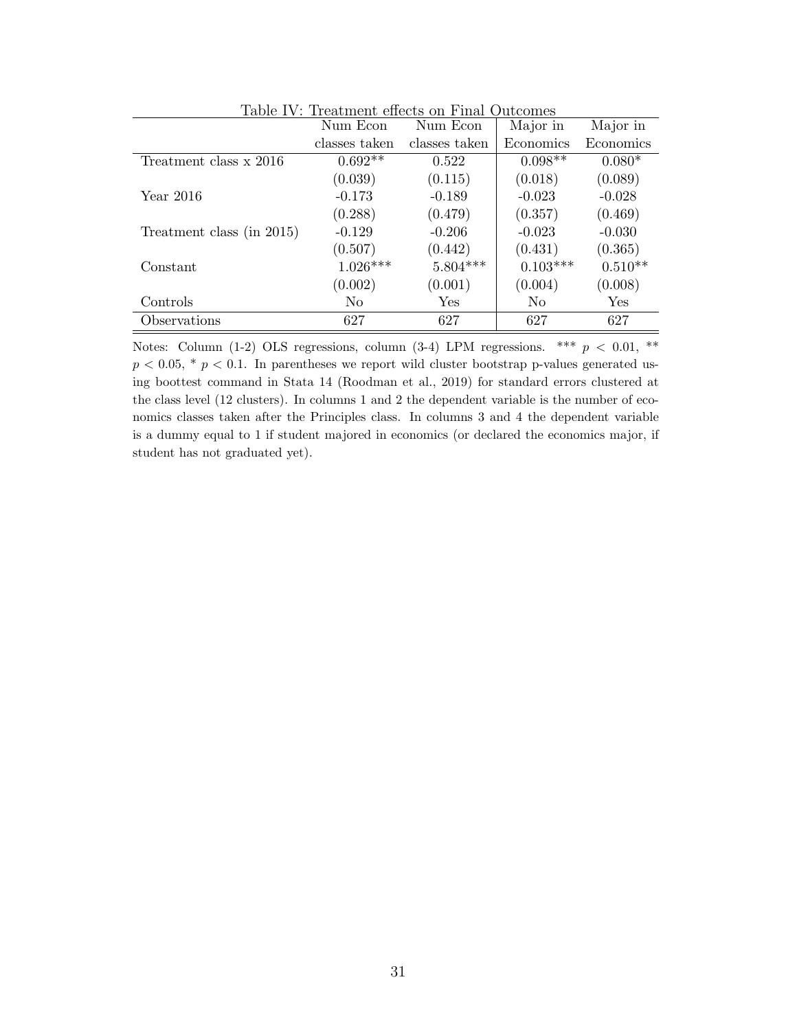Table IV: Treatment effects on Final Outcomes

| | Num Econ classes taken | Num Econ classes taken | Major in Economics | Major in Economics |
|---|---|---|---|---|
| Treatment class x 2016 | 0.692** | 0.522 | 0.098** | 0.080* |
| | (0.039) | (0.115) | (0.018) | (0.089) |
| Year 2016 | -0.173 | -0.189 | -0.023 | -0.028 |
| | (0.288) | (0.479) | (0.357) | (0.469) |
| Treatment class (in 2015) | -0.129 | -0.206 | -0.023 | -0.030 |
| | (0.507) | (0.442) | (0.431) | (0.365) |
| Constant | 1.026*** | 5.804*** | 0.103*** | 0.510** |
| | (0.002) | (0.001) | (0.004) | (0.008) |
| Controls | No | Yes | No | Yes |
| Observations | 627 | 627 | 627 | 627 |

Notes: Column (1-2) OLS regressions, column (3-4) LPM regressions. *** $p < 0.01$, ** $p < 0.05$, * $p < 0.1$. In parentheses we report wild cluster bootstrap p-values generated using boottest command in Stata 14 (Roodman et al., 2019) for standard errors clustered at the class level (12 clusters). In columns 1 and 2 the dependent variable is the number of economics classes taken after the Principles class. In columns 3 and 4 the dependent variable is a dummy equal to 1 if student majored in economics (or declared the economics major, if student has not graduated yet).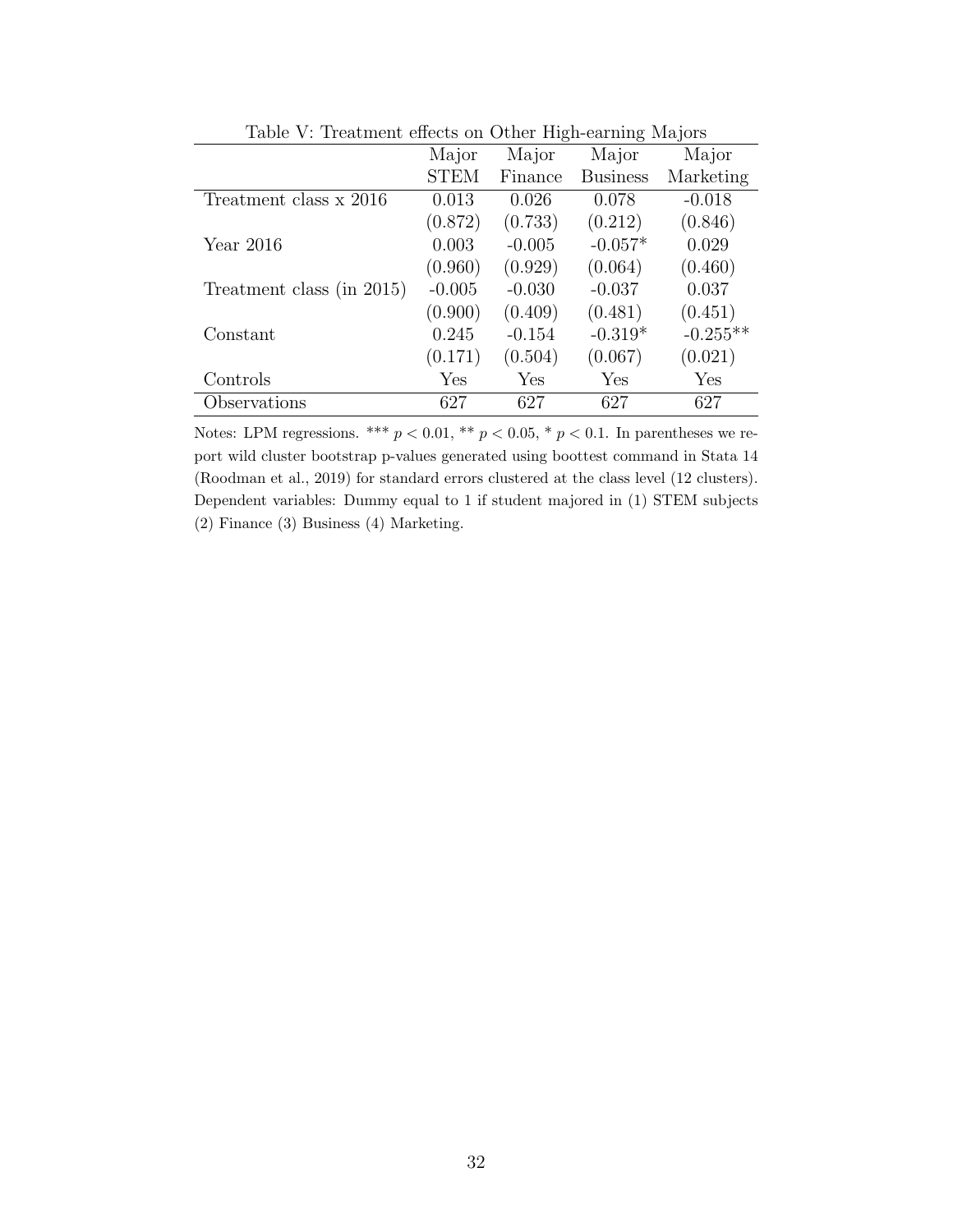Table V: Treatment effects on Other High-earning Majors

| | Major STEM | Major Finance | Major Business | Major Marketing |
|---|---|---|---|---|
| Treatment class x 2016 | 0.013 | 0.026 | 0.078 | -0.018 |
| | (0.872) | (0.733) | (0.212) | (0.846) |
| Year 2016 | 0.003 | -0.005 | -0.057* | 0.029 |
| | (0.960) | (0.929) | (0.064) | (0.460) |
| Treatment class (in 2015) | -0.005 | -0.030 | -0.037 | 0.037 |
| | (0.900) | (0.409) | (0.481) | (0.451) |
| Constant | 0.245 | -0.154 | -0.319* | -0.255** |
| | (0.171) | (0.504) | (0.067) | (0.021) |
| Controls | Yes | Yes | Yes | Yes |
| Observations | 627 | 627 | 627 | 627 |

Notes: LPM regressions. *** $p < 0.01$, ** $p < 0.05$, * $p < 0.1$. In parentheses we report wild cluster bootstrap p-values generated using boottest command in Stata 14 (Roodman et al., 2019) for standard errors clustered at the class level (12 clusters). Dependent variables: Dummy equal to 1 if student majored in (1) STEM subjects (2) Finance (3) Business (4) Marketing.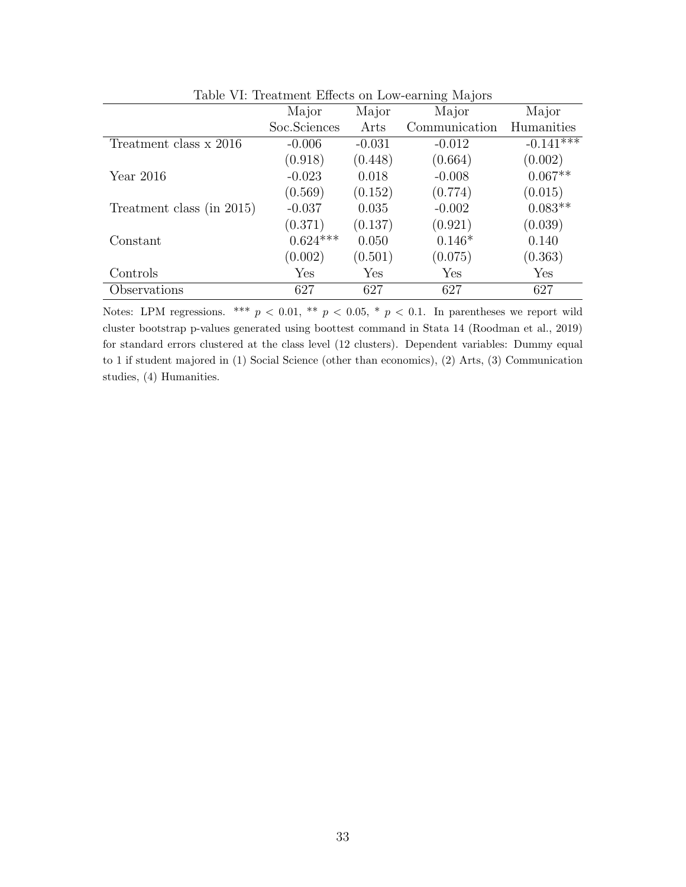Table VI: Treatment Effects on Low-earning Majors

| | Major Soc.Sciences | Major Arts | Major Communication | Major Humanities |
|---|---|---|---|---|
| Treatment class x 2016 | -0.006 | -0.031 | -0.012 | -0.141*** |
| | (0.918) | (0.448) | (0.664) | (0.002) |
| Year 2016 | -0.023 | 0.018 | -0.008 | 0.067** |
| | (0.569) | (0.152) | (0.774) | (0.015) |
| Treatment class (in 2015) | -0.037 | 0.035 | -0.002 | 0.083** |
| | (0.371) | (0.137) | (0.921) | (0.039) |
| Constant | 0.624*** | 0.050 | 0.146* | 0.140 |
| | (0.002) | (0.501) | (0.075) | (0.363) |
| Controls | Yes | Yes | Yes | Yes |
| Observations | 627 | 627 | 627 | 627 |

Notes: LPM regressions. *** $p < 0.01$, ** $p < 0.05$, * $p < 0.1$. In parentheses we report wild cluster bootstrap p-values generated using boottest command in Stata 14 (Roodman et al., 2019) for standard errors clustered at the class level (12 clusters). Dependent variables: Dummy equal to 1 if student majored in (1) Social Science (other than economics), (2) Arts, (3) Communication studies, (4) Humanities.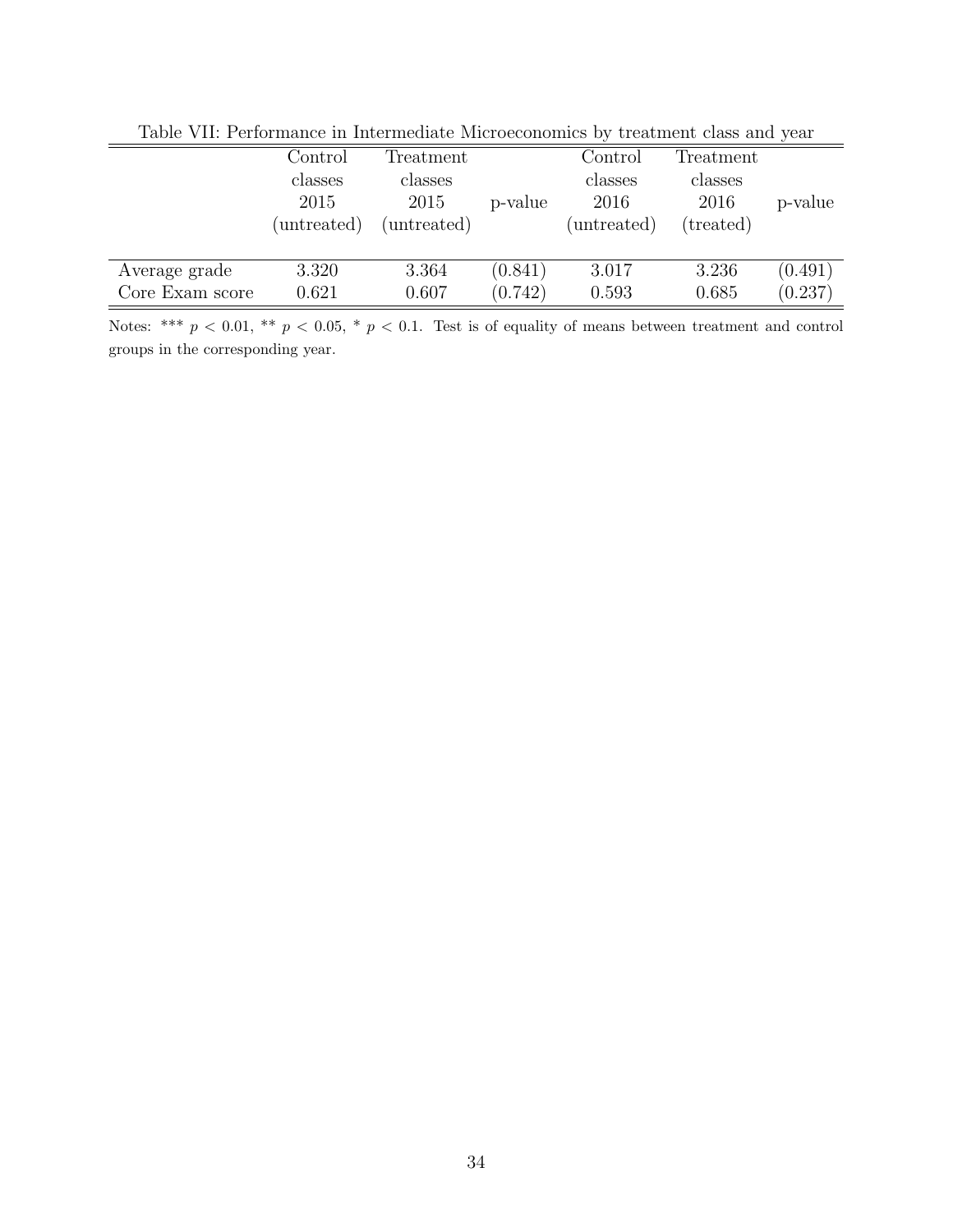Table VII: Performance in Intermediate Microeconomics by treatment class and year

| | Control classes 2015 (untreated) | Treatment classes 2015 (untreated) | p-value | Control classes 2016 (untreated) | Treatment classes 2016 (treated) | p-value |
|---|---|---|---|---|---|---|
| Average grade | 3.320 | 3.364 | (0.841) | 3.017 | 3.236 | (0.491) |
| Core Exam score | 0.621 | 0.607 | (0.742) | 0.593 | 0.685 | (0.237) |

Notes: *** $p < 0.01$, ** $p < 0.05$, * $p < 0.1$. Test is of equality of means between treatment and control groups in the corresponding year.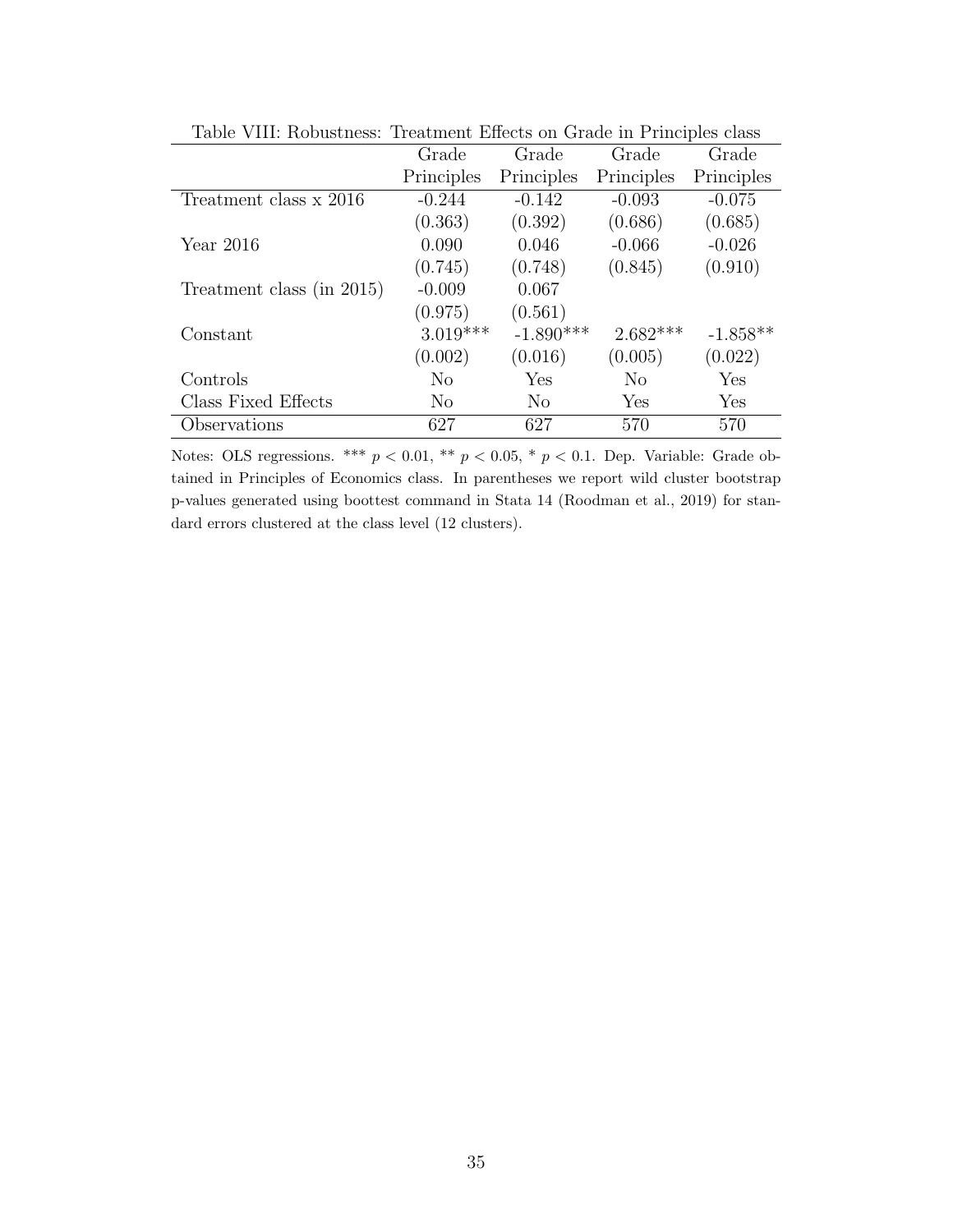Table VIII: Robustness: Treatment Effects on Grade in Principles class

| | Grade Principles | Grade Principles | Grade Principles | Grade Principles |
|---|---|---|---|---|
| Treatment class x 2016 | -0.244 | -0.142 | -0.093 | -0.075 |
| | (0.363) | (0.392) | (0.686) | (0.685) |
| Year 2016 | 0.090 | 0.046 | -0.066 | -0.026 |
| | (0.745) | (0.748) | (0.845) | (0.910) |
| Treatment class (in 2015) | -0.009 | 0.067 | | |
| | (0.975) | (0.561) | | |
| Constant | 3.019*** | -1.890*** | 2.682*** | -1.858** |
| | (0.002) | (0.016) | (0.005) | (0.022) |
| Controls | No | Yes | No | Yes |
| Class Fixed Effects | No | No | Yes | Yes |
| Observations | 627 | 627 | 570 | 570 |

Notes: OLS regressions. *** $p < 0.01$, ** $p < 0.05$, * $p < 0.1$. Dep. Variable: Grade obtained in Principles of Economics class. In parentheses we report wild cluster bootstrap p-values generated using boottest command in Stata 14 (Roodman et al., 2019) for standard errors clustered at the class level (12 clusters).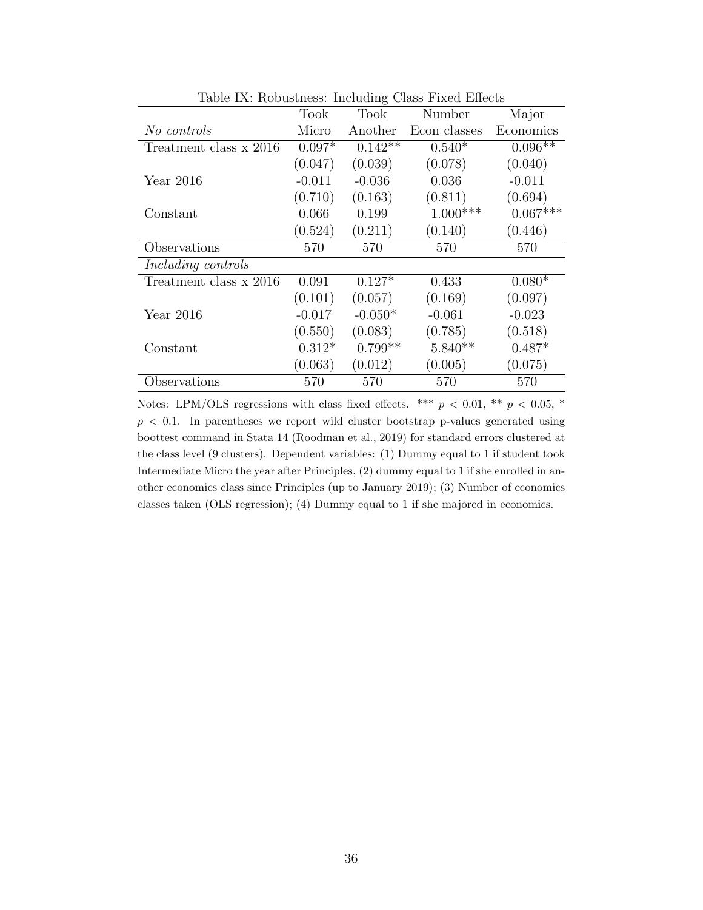Table IX: Robustness: Including Class Fixed Effects

| *No controls* | Took Micro | Took Another | Number Econ classes | Major Economics |
|---|---|---|---|---|
| Treatment class x 2016 | 0.097* | 0.142** | 0.540* | 0.096** |
| | (0.047) | (0.039) | (0.078) | (0.040) |
| Year 2016 | -0.011 | -0.036 | 0.036 | -0.011 |
| | (0.710) | (0.163) | (0.811) | (0.694) |
| Constant | 0.066 | 0.199 | 1.000*** | 0.067*** |
| | (0.524) | (0.211) | (0.140) | (0.446) |
| Observations | 570 | 570 | 570 | 570 |
| *Including controls* | | | | |
| Treatment class x 2016 | 0.091 | 0.127* | 0.433 | 0.080* |
| | (0.101) | (0.057) | (0.169) | (0.097) |
| Year 2016 | -0.017 | -0.050* | -0.061 | -0.023 |
| | (0.550) | (0.083) | (0.785) | (0.518) |
| Constant | 0.312* | 0.799** | 5.840** | 0.487* |
| | (0.063) | (0.012) | (0.005) | (0.075) |
| Observations | 570 | 570 | 570 | 570 |

Notes: LPM/OLS regressions with class fixed effects. *** $p < 0.01$, ** $p < 0.05$, * $p < 0.1$. In parentheses we report wild cluster bootstrap p-values generated using boottest command in Stata 14 (Roodman et al., 2019) for standard errors clustered at the class level (9 clusters). Dependent variables: (1) Dummy equal to 1 if student took Intermediate Micro the year after Principles, (2) dummy equal to 1 if she enrolled in another economics class since Principles (up to January 2019); (3) Number of economics classes taken (OLS regression); (4) Dummy equal to 1 if she majored in economics.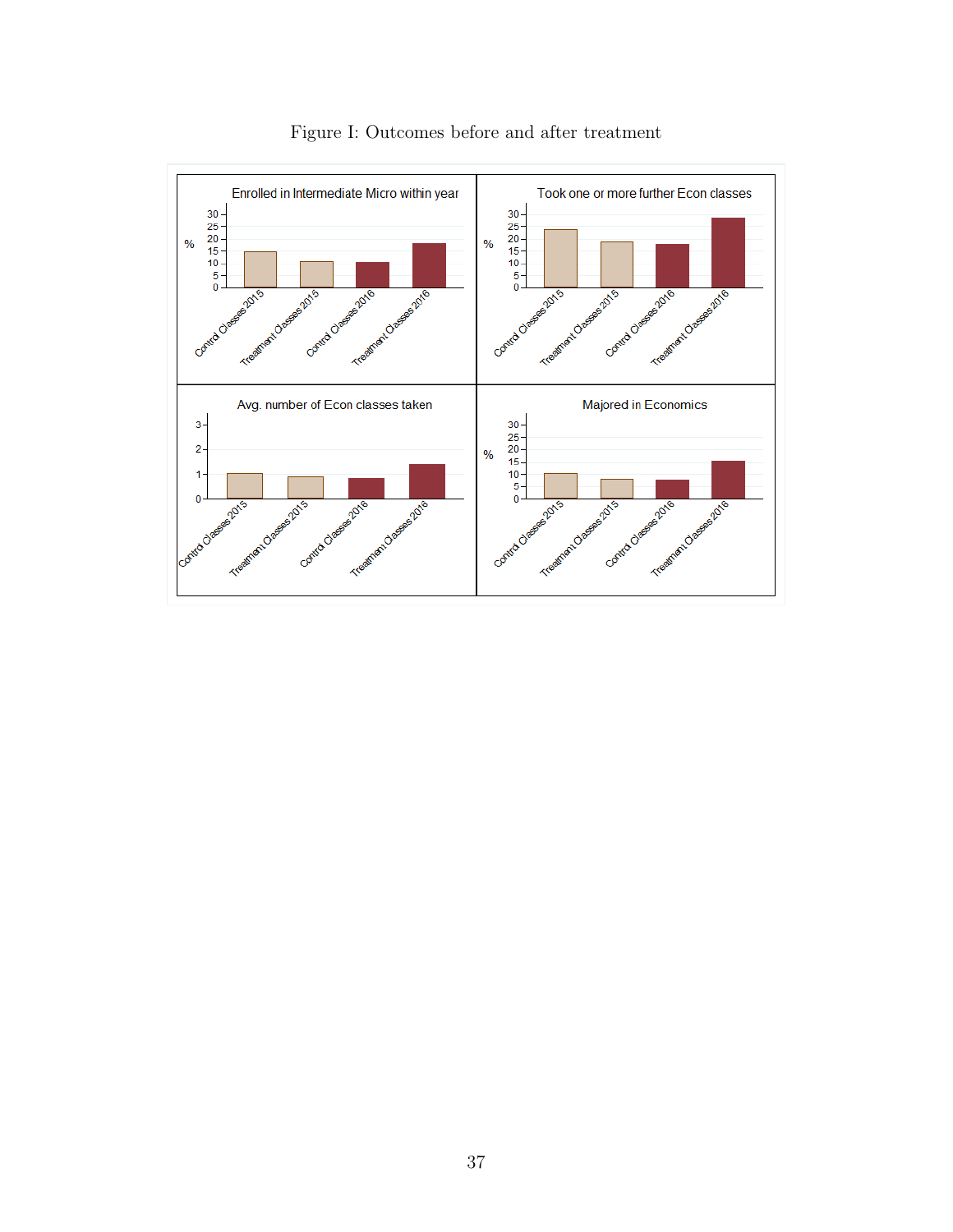Figure I: Outcomes before and after treatment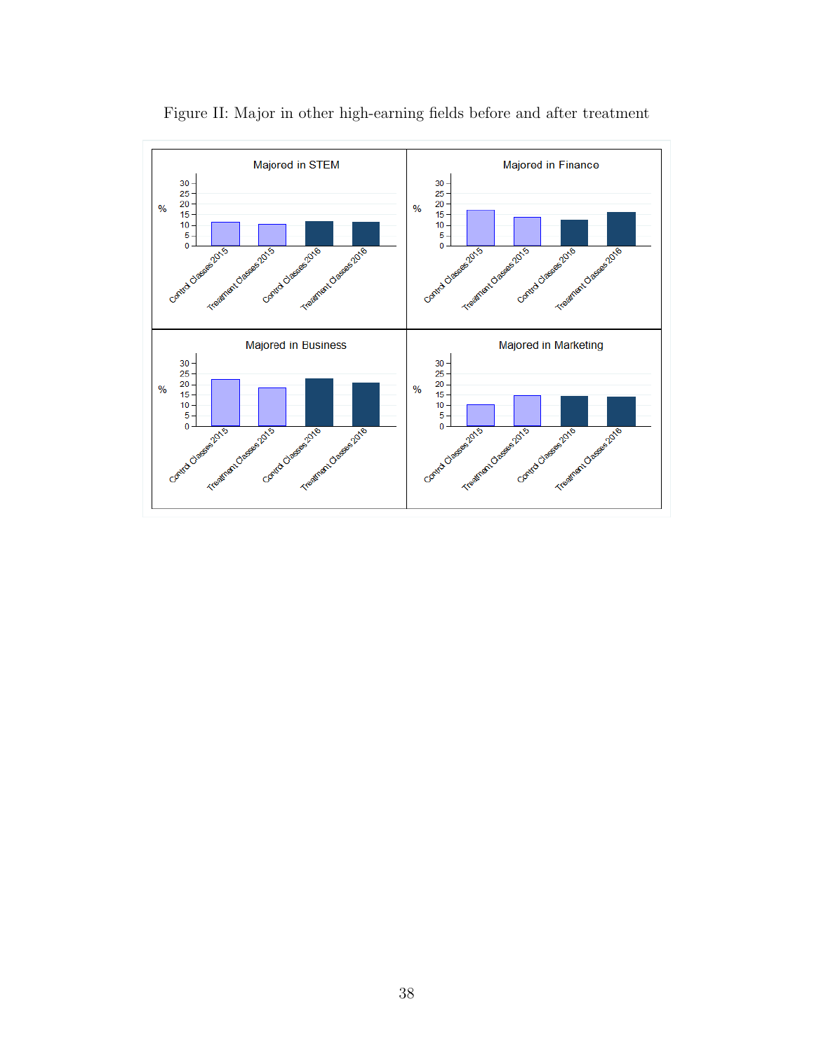Figure II: Major in other high-earning fields before and after treatment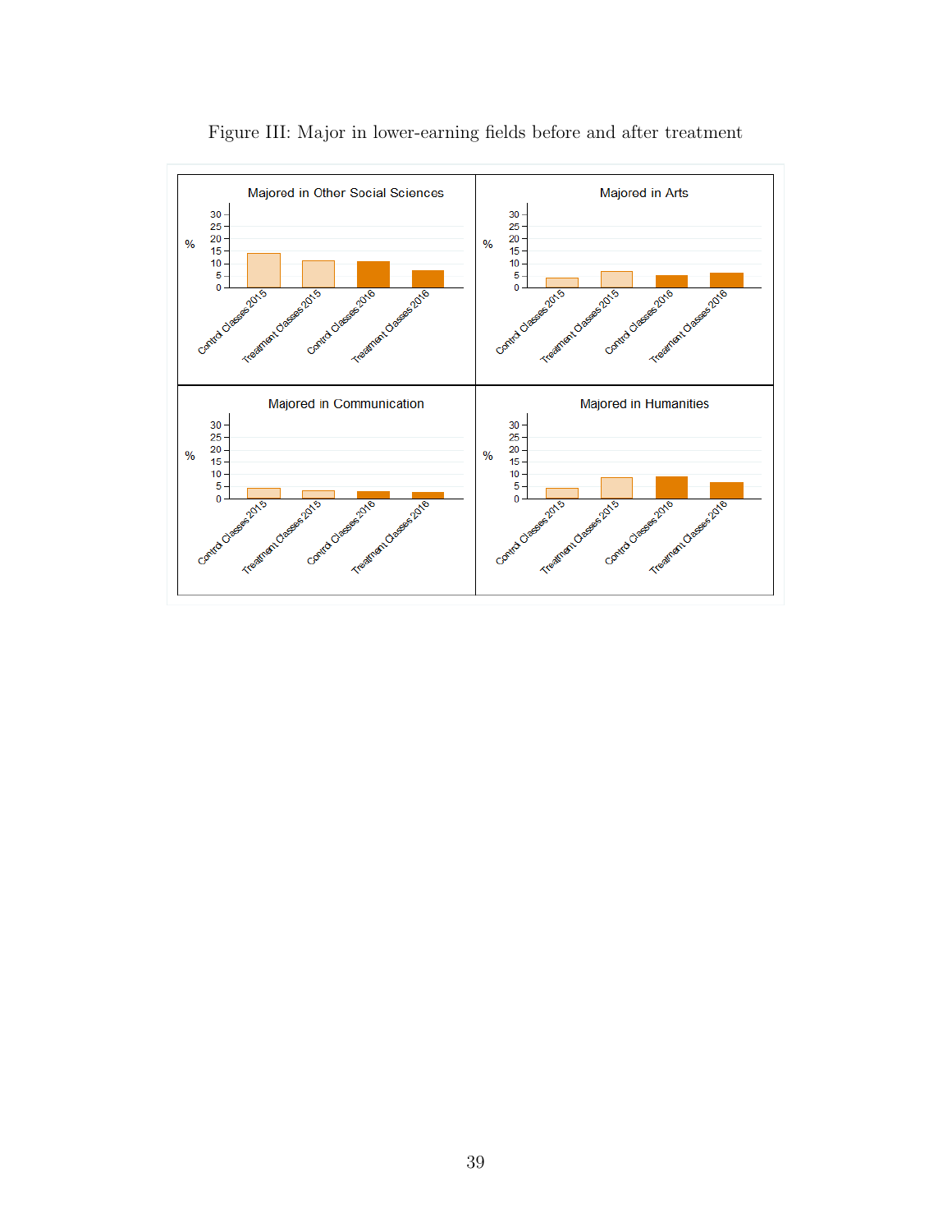Figure III: Major in lower-earning fields before and after treatment

Majored in Other Social Sciences

Majored in Arts

Majored in Communication

Majored in Humanities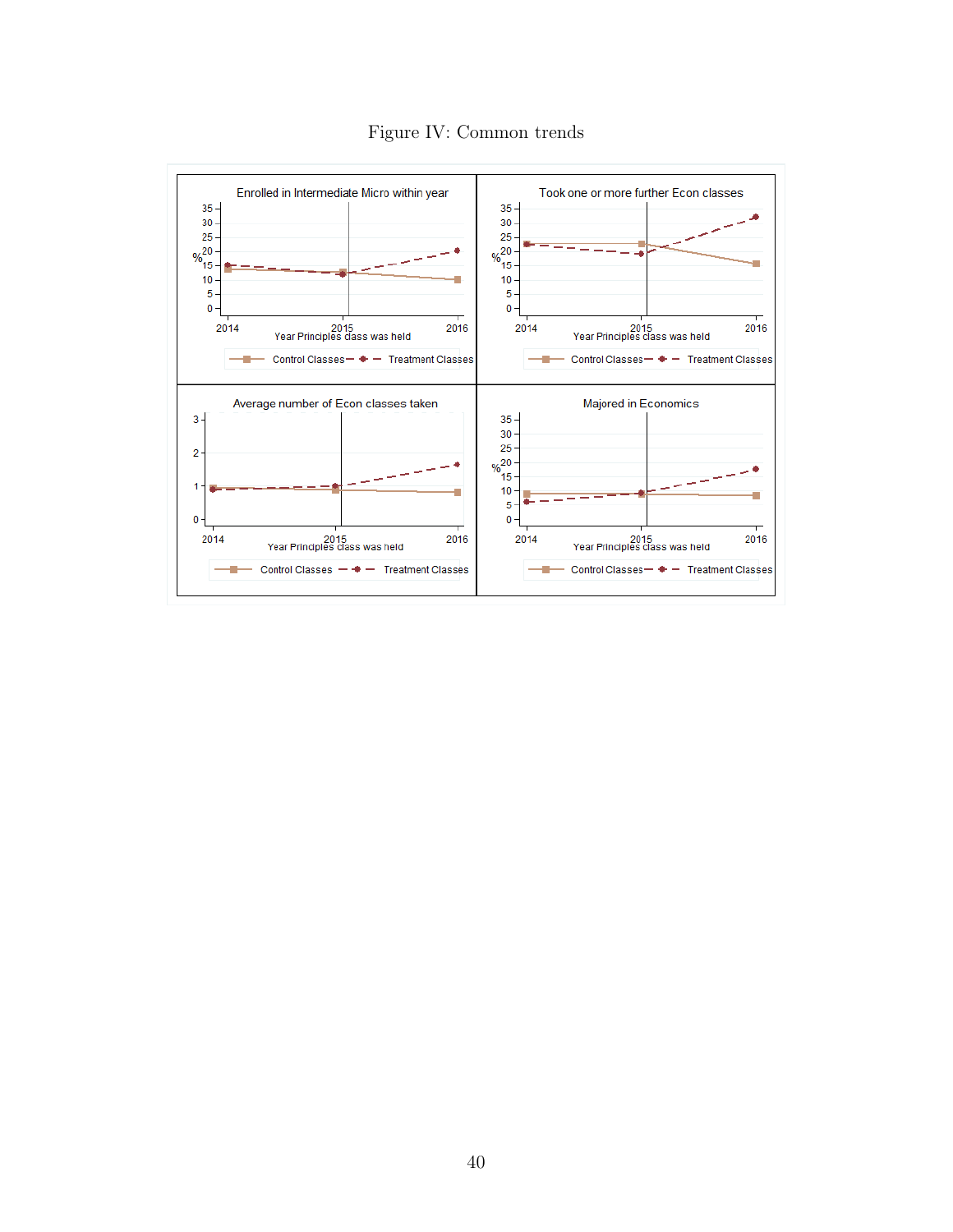Figure IV: Common trends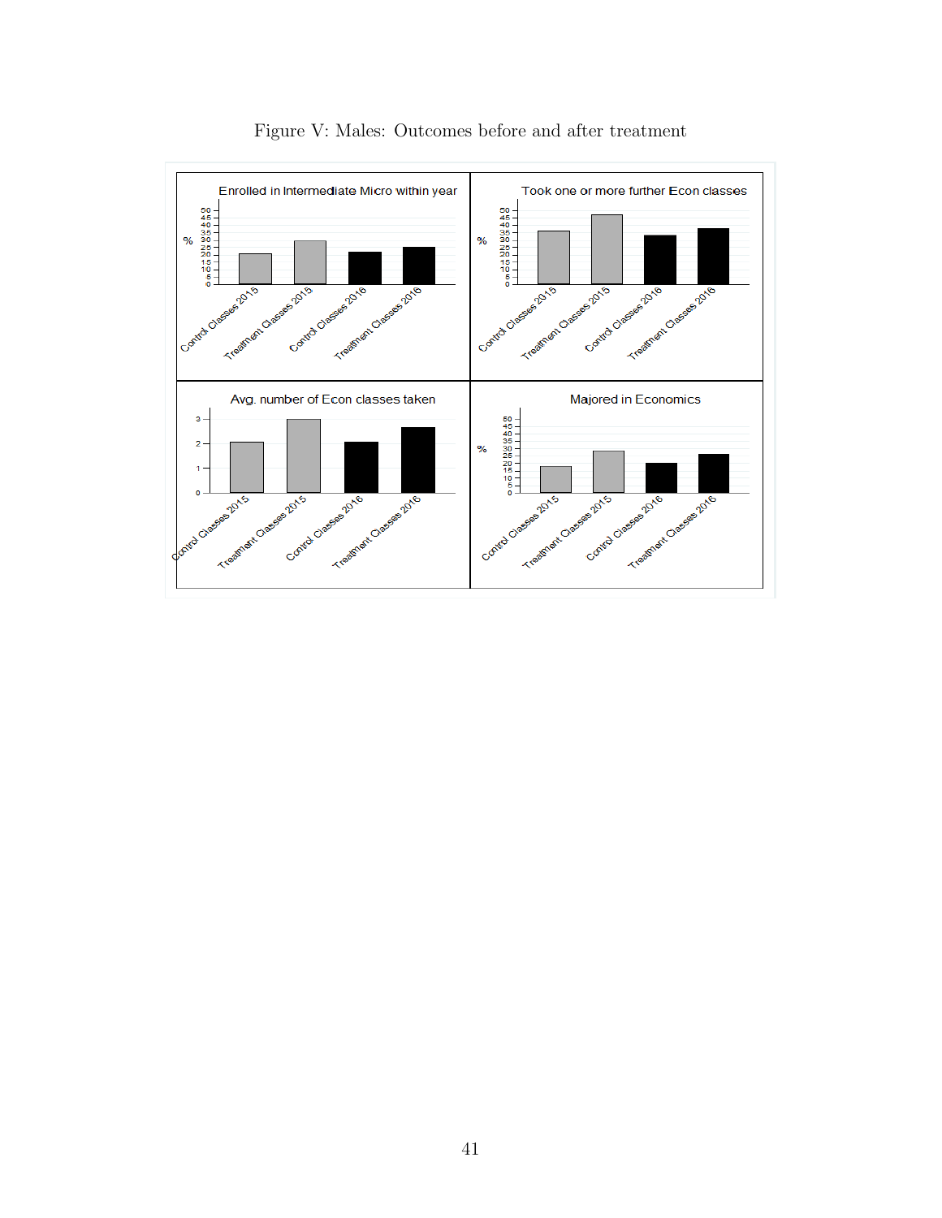Figure V: Males: Outcomes before and after treatment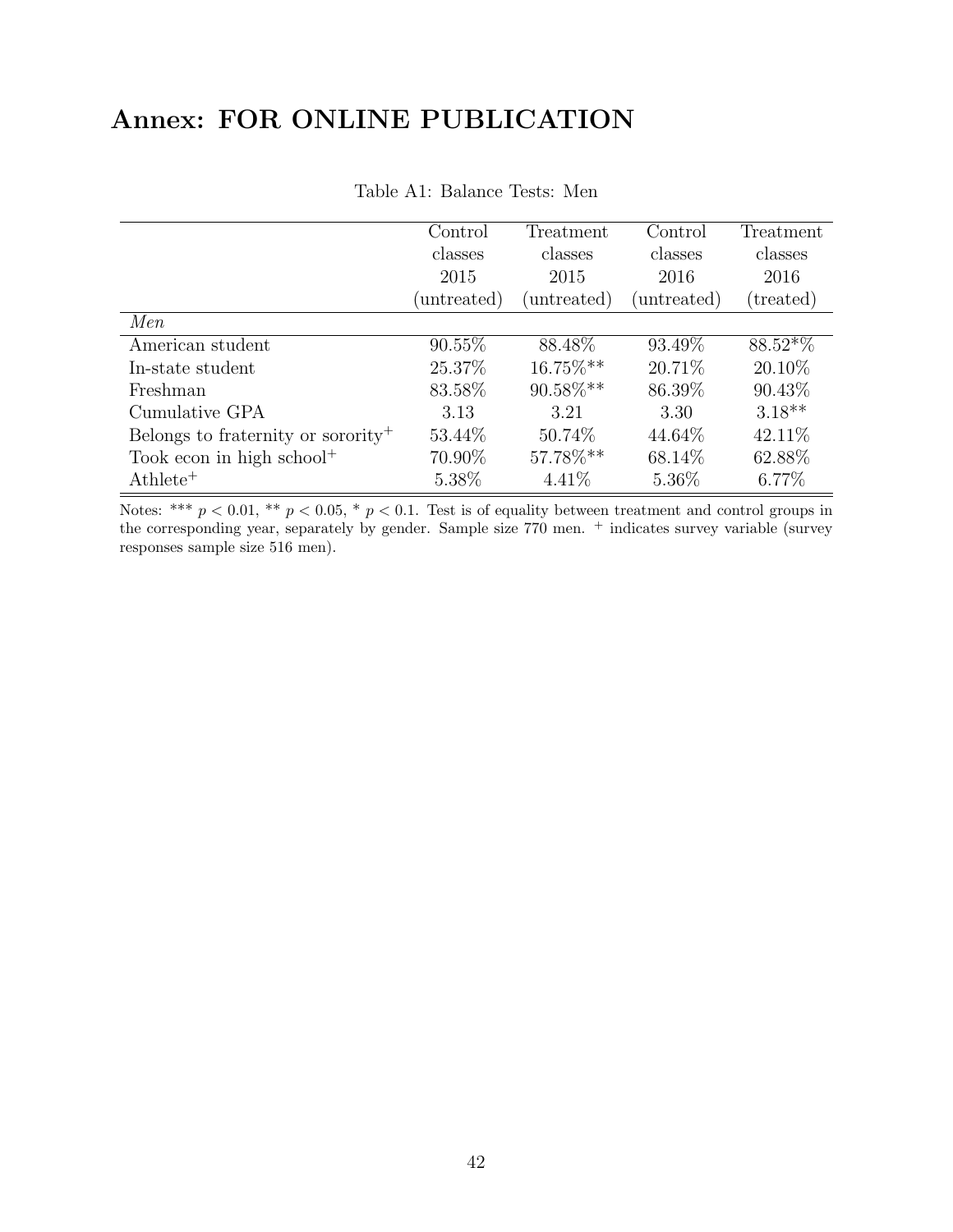# Annex: FOR ONLINE PUBLICATION

Table A1: Balance Tests: Men

| | Control classes 2015 (untreated) | Treatment classes 2015 (untreated) | Control classes 2016 (untreated) | Treatment classes 2016 (treated) |
|---|---|---|---|---|
| *Men* | | | | |
| American student | 90.55% | 88.48% | 93.49% | 88.52*% |
| In-state student | 25.37% | 16.75%** | 20.71% | 20.10% |
| Freshman | 83.58% | 90.58%** | 86.39% | 90.43% |
| Cumulative GPA | 3.13 | 3.21 | 3.30 | 3.18** |
| Belongs to fraternity or sorority$^{+}$ | 53.44% | 50.74% | 44.64% | 42.11% |
| Took econ in high school$^{+}$ | 70.90% | 57.78%** | 68.14% | 62.88% |
| Athlete$^{+}$ | 5.38% | 4.41% | 5.36% | 6.77% |

Notes: *** $p < 0.01$, ** $p < 0.05$, * $p < 0.1$. Test is of equality between treatment and control groups in the corresponding year, separately by gender. Sample size 770 men. $^{+}$ indicates survey variable (survey responses sample size 516 men).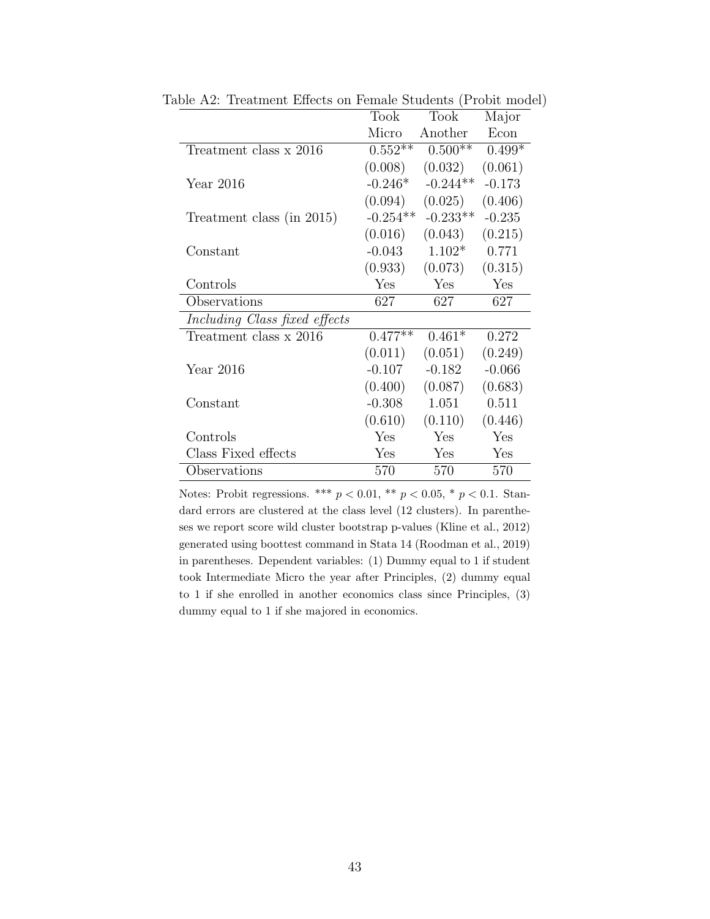Table A2: Treatment Effects on Female Students (Probit model)

| | Took Micro | Took Another | Major Econ |
|---|---|---|---|
| Treatment class x 2016 | 0.552** | 0.500** | 0.499* |
| | (0.008) | (0.032) | (0.061) |
| Year 2016 | -0.246* | -0.244** | -0.173 |
| | (0.094) | (0.025) | (0.406) |
| Treatment class (in 2015) | -0.254** | -0.233** | -0.235 |
| | (0.016) | (0.043) | (0.215) |
| Constant | -0.043 | 1.102* | 0.771 |
| | (0.933) | (0.073) | (0.315) |
| Controls | Yes | Yes | Yes |
| Observations | 627 | 627 | 627 |
| *Including Class fixed effects* | | | |
| Treatment class x 2016 | 0.477** | 0.461* | 0.272 |
| | (0.011) | (0.051) | (0.249) |
| Year 2016 | -0.107 | -0.182 | -0.066 |
| | (0.400) | (0.087) | (0.683) |
| Constant | -0.308 | 1.051 | 0.511 |
| | (0.610) | (0.110) | (0.446) |
| Controls | Yes | Yes | Yes |
| Class Fixed effects | Yes | Yes | Yes |
| Observations | 570 | 570 | 570 |

Notes: Probit regressions. *** $p < 0.01$, ** $p < 0.05$, * $p < 0.1$. Standard errors are clustered at the class level (12 clusters). In parentheses we report score wild cluster bootstrap p-values (Kline et al., 2012) generated using boottest command in Stata 14 (Roodman et al., 2019) in parentheses. Dependent variables: (1) Dummy equal to 1 if student took Intermediate Micro the year after Principles, (2) dummy equal to 1 if she enrolled in another economics class since Principles, (3) dummy equal to 1 if she majored in economics.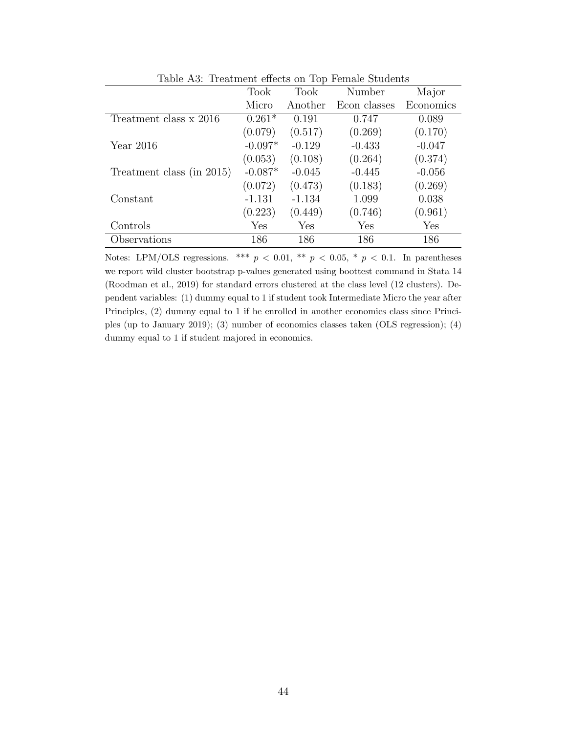Table A3: Treatment effects on Top Female Students

| | Took Micro | Took Another | Number Econ classes | Major Economics |
|---|---|---|---|---|
| Treatment class x 2016 | 0.261* | 0.191 | 0.747 | 0.089 |
| | (0.079) | (0.517) | (0.269) | (0.170) |
| Year 2016 | -0.097* | -0.129 | -0.433 | -0.047 |
| | (0.053) | (0.108) | (0.264) | (0.374) |
| Treatment class (in 2015) | -0.087* | -0.045 | -0.445 | -0.056 |
| | (0.072) | (0.473) | (0.183) | (0.269) |
| Constant | -1.131 | -1.134 | 1.099 | 0.038 |
| | (0.223) | (0.449) | (0.746) | (0.961) |
| Controls | Yes | Yes | Yes | Yes |
| Observations | 186 | 186 | 186 | 186 |

Notes: LPM/OLS regressions. *** $p < 0.01$, ** $p < 0.05$, * $p < 0.1$. In parentheses we report wild cluster bootstrap p-values generated using boottest command in Stata 14 (Roodman et al., 2019) for standard errors clustered at the class level (12 clusters). Dependent variables: (1) dummy equal to 1 if student took Intermediate Micro the year after Principles, (2) dummy equal to 1 if he enrolled in another economics class since Principles (up to January 2019); (3) number of economics classes taken (OLS regression); (4) dummy equal to 1 if student majored in economics.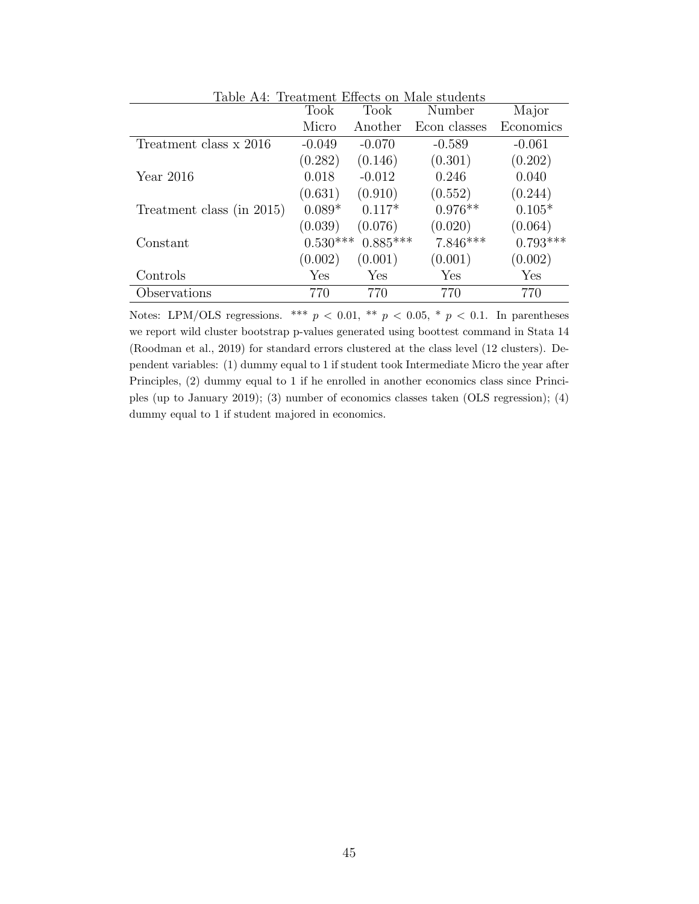Table A4: Treatment Effects on Male students

| | Took Micro | Took Another | Number Econ classes | Major Economics |
|---|---|---|---|---|
| Treatment class x 2016 | -0.049 | -0.070 | -0.589 | -0.061 |
| | (0.282) | (0.146) | (0.301) | (0.202) |
| Year 2016 | 0.018 | -0.012 | 0.246 | 0.040 |
| | (0.631) | (0.910) | (0.552) | (0.244) |
| Treatment class (in 2015) | 0.089* | 0.117* | 0.976** | 0.105* |
| | (0.039) | (0.076) | (0.020) | (0.064) |
| Constant | 0.530*** | 0.885*** | 7.846*** | 0.793*** |
| | (0.002) | (0.001) | (0.001) | (0.002) |
| Controls | Yes | Yes | Yes | Yes |
| Observations | 770 | 770 | 770 | 770 |

Notes: LPM/OLS regressions. *** $p < 0.01$, ** $p < 0.05$, * $p < 0.1$. In parentheses we report wild cluster bootstrap p-values generated using boottest command in Stata 14 (Roodman et al., 2019) for standard errors clustered at the class level (12 clusters). Dependent variables: (1) dummy equal to 1 if student took Intermediate Micro the year after Principles, (2) dummy equal to 1 if he enrolled in another economics class since Principles (up to January 2019); (3) number of economics classes taken (OLS regression); (4) dummy equal to 1 if student majored in economics.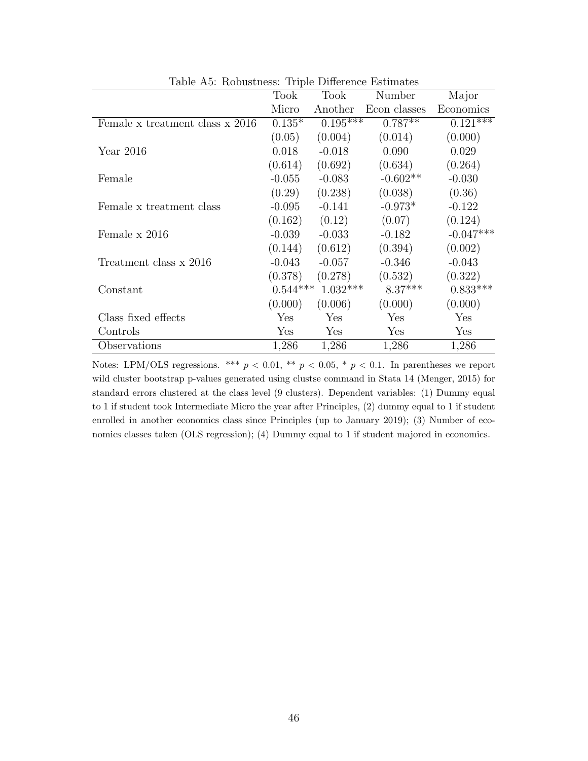Table A5: Robustness: Triple Difference Estimates

| | Took Micro | Took Another | Number Econ classes | Major Economics |
|---|---|---|---|---|
| Female x treatment class x 2016 | 0.135* | 0.195*** | 0.787** | 0.121*** |
| | (0.05) | (0.004) | (0.014) | (0.000) |
| Year 2016 | 0.018 | -0.018 | 0.090 | 0.029 |
| | (0.614) | (0.692) | (0.634) | (0.264) |
| Female | -0.055 | -0.083 | -0.602** | -0.030 |
| | (0.29) | (0.238) | (0.038) | (0.36) |
| Female x treatment class | -0.095 | -0.141 | -0.973* | -0.122 |
| | (0.162) | (0.12) | (0.07) | (0.124) |
| Female x 2016 | -0.039 | -0.033 | -0.182 | -0.047*** |
| | (0.144) | (0.612) | (0.394) | (0.002) |
| Treatment class x 2016 | -0.043 | -0.057 | -0.346 | -0.043 |
| | (0.378) | (0.278) | (0.532) | (0.322) |
| Constant | 0.544*** | 1.032*** | 8.37*** | 0.833*** |
| | (0.000) | (0.006) | (0.000) | (0.000) |
| Class fixed effects | Yes | Yes | Yes | Yes |
| Controls | Yes | Yes | Yes | Yes |
| Observations | 1,286 | 1,286 | 1,286 | 1,286 |

Notes: LPM/OLS regressions. *** $p < 0.01$, ** $p < 0.05$, * $p < 0.1$. In parentheses we report wild cluster bootstrap p-values generated using clustse command in Stata 14 (Menger, 2015) for standard errors clustered at the class level (9 clusters). Dependent variables: (1) Dummy equal to 1 if student took Intermediate Micro the year after Principles, (2) dummy equal to 1 if student enrolled in another economics class since Principles (up to January 2019); (3) Number of economics classes taken (OLS regression); (4) Dummy equal to 1 if student majored in economics.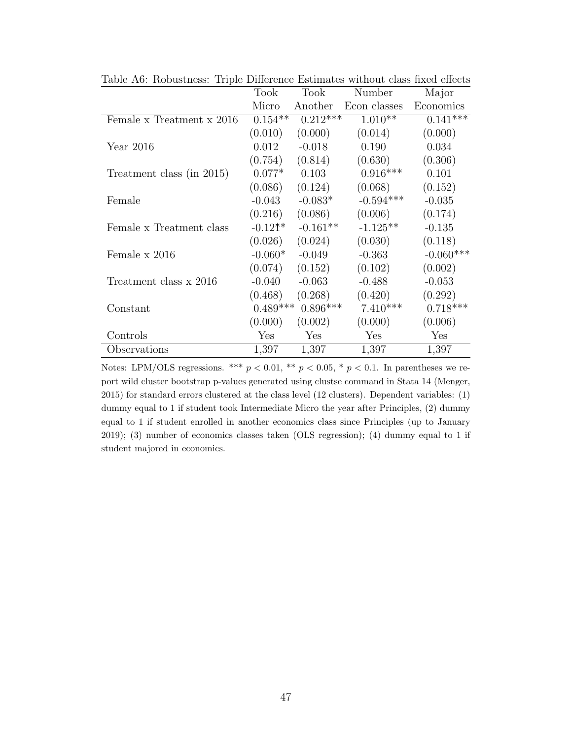Table A6: Robustness: Triple Difference Estimates without class fixed effects

| | Took Micro | Took Another | Number Econ classes | Major Economics |
|---|---|---|---|---|
| Female x Treatment x 2016 | 0.154** | 0.212*** | 1.010** | 0.141*** |
| | (0.010) | (0.000) | (0.014) | (0.000) |
| Year 2016 | 0.012 | -0.018 | 0.190 | 0.034 |
| | (0.754) | (0.814) | (0.630) | (0.306) |
| Treatment class (in 2015) | 0.077* | 0.103 | 0.916*** | 0.101 |
| | (0.086) | (0.124) | (0.068) | (0.152) |
| Female | -0.043 | -0.083* | -0.594*** | -0.035 |
| | (0.216) | (0.086) | (0.006) | (0.174) |
| Female x Treatment class | -0.121** | -0.161** | -1.125** | -0.135 |
| | (0.026) | (0.024) | (0.030) | (0.118) |
| Female x 2016 | -0.060* | -0.049 | -0.363 | -0.060*** |
| | (0.074) | (0.152) | (0.102) | (0.002) |
| Treatment class x 2016 | -0.040 | -0.063 | -0.488 | -0.053 |
| | (0.468) | (0.268) | (0.420) | (0.292) |
| Constant | 0.489*** | 0.896*** | 7.410*** | 0.718*** |
| | (0.000) | (0.002) | (0.000) | (0.006) |
| Controls | Yes | Yes | Yes | Yes |
| Observations | 1,397 | 1,397 | 1,397 | 1,397 |

Notes: LPM/OLS regressions. *** $p < 0.01$, ** $p < 0.05$, * $p < 0.1$. In parentheses we report wild cluster bootstrap p-values generated using clustse command in Stata 14 (Menger, 2015) for standard errors clustered at the class level (12 clusters). Dependent variables: (1) dummy equal to 1 if student took Intermediate Micro the year after Principles, (2) dummy equal to 1 if student enrolled in another economics class since Principles (up to January 2019); (3) number of economics classes taken (OLS regression); (4) dummy equal to 1 if student majored in economics.